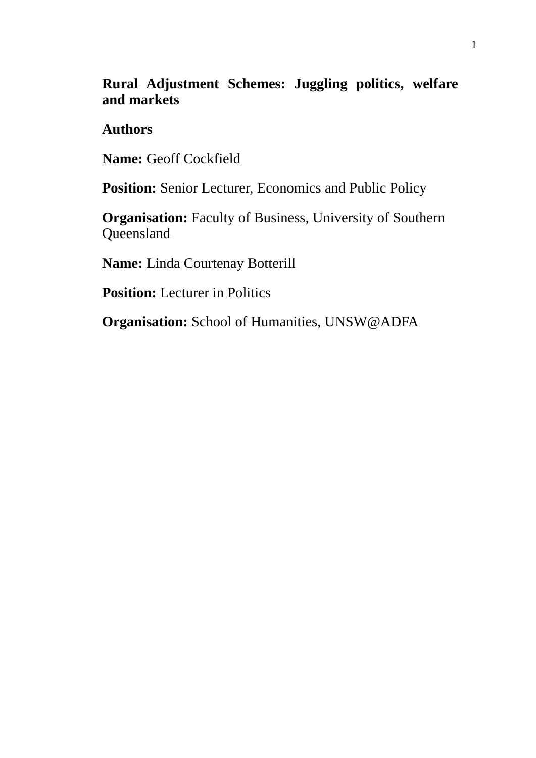# Rural Adjustment Schemes: Juggling politics, welfare and markets

**Authors**

**Name:** Geoff Cockfield

**Position:** Senior Lecturer, Economics and Public Policy

**Organisation:** Faculty of Business, University of Southern Queensland

**Name:** Linda Courtenay Botterill

**Position:** Lecturer in Politics

**Organisation:** School of Humanities, UNSW@ADFA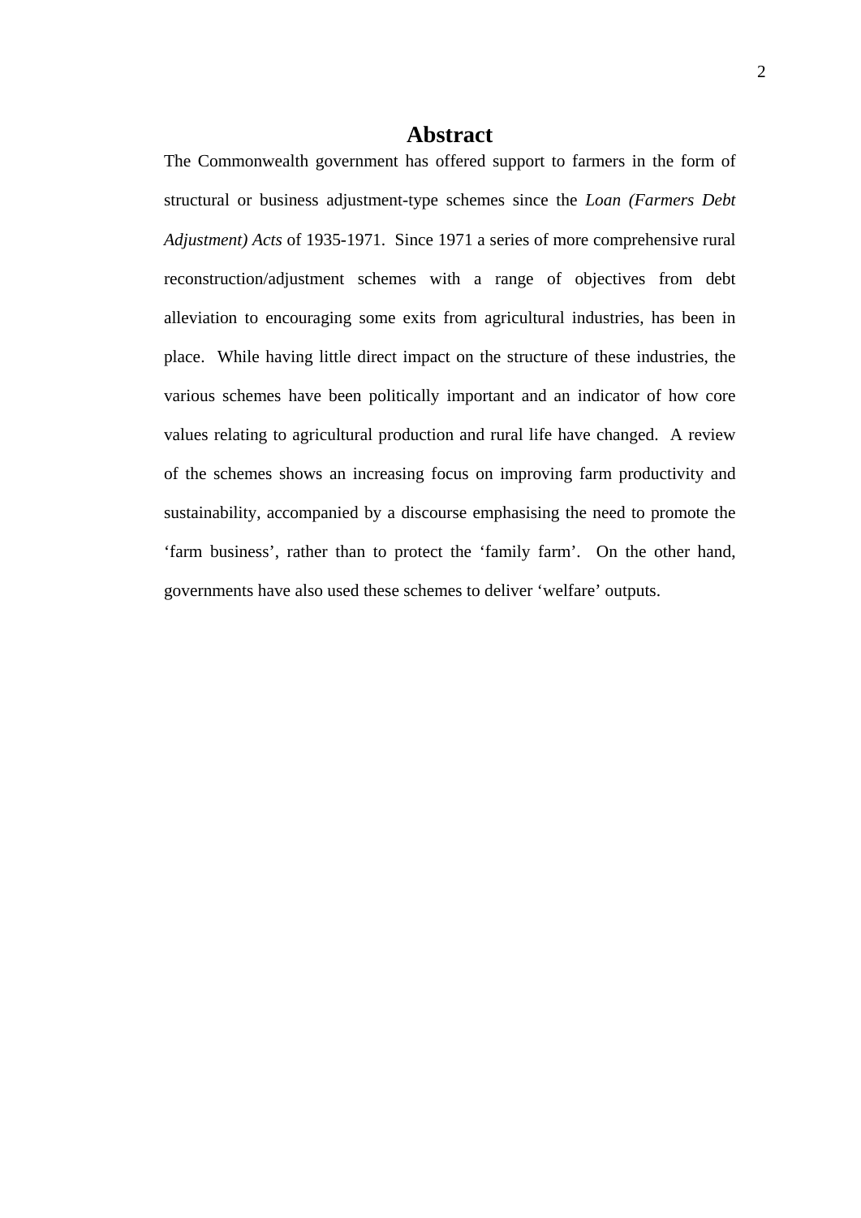# Abstract

The Commonwealth government has offered support to farmers in the form of structural or business adjustment-type schemes since the *Loan (Farmers Debt Adjustment) Acts* of 1935-1971. Since 1971 a series of more comprehensive rural reconstruction/adjustment schemes with a range of objectives from debt alleviation to encouraging some exits from agricultural industries, has been in place. While having little direct impact on the structure of these industries, the various schemes have been politically important and an indicator of how core values relating to agricultural production and rural life have changed. A review of the schemes shows an increasing focus on improving farm productivity and sustainability, accompanied by a discourse emphasising the need to promote the 'farm business', rather than to protect the 'family farm'. On the other hand, governments have also used these schemes to deliver 'welfare' outputs.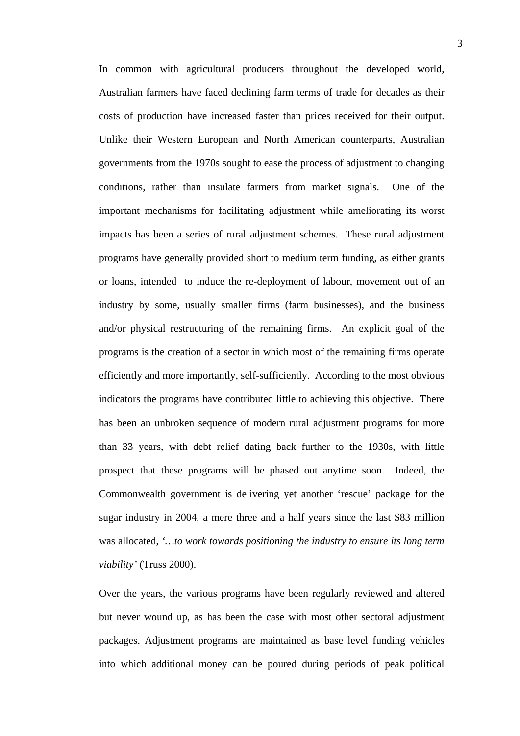In common with agricultural producers throughout the developed world, Australian farmers have faced declining farm terms of trade for decades as their costs of production have increased faster than prices received for their output. Unlike their Western European and North American counterparts, Australian governments from the 1970s sought to ease the process of adjustment to changing conditions, rather than insulate farmers from market signals. One of the important mechanisms for facilitating adjustment while ameliorating its worst impacts has been a series of rural adjustment schemes. These rural adjustment programs have generally provided short to medium term funding, as either grants or loans, intended to induce the re-deployment of labour, movement out of an industry by some, usually smaller firms (farm businesses), and the business and/or physical restructuring of the remaining firms. An explicit goal of the programs is the creation of a sector in which most of the remaining firms operate efficiently and more importantly, self-sufficiently. According to the most obvious indicators the programs have contributed little to achieving this objective. There has been an unbroken sequence of modern rural adjustment programs for more than 33 years, with debt relief dating back further to the 1930s, with little prospect that these programs will be phased out anytime soon. Indeed, the Commonwealth government is delivering yet another 'rescue' package for the sugar industry in 2004, a mere three and a half years since the last $83 million was allocated, *'…to work towards positioning the industry to ensure its long term viability'* (Truss 2000).

Over the years, the various programs have been regularly reviewed and altered but never wound up, as has been the case with most other sectoral adjustment packages. Adjustment programs are maintained as base level funding vehicles into which additional money can be poured during periods of peak political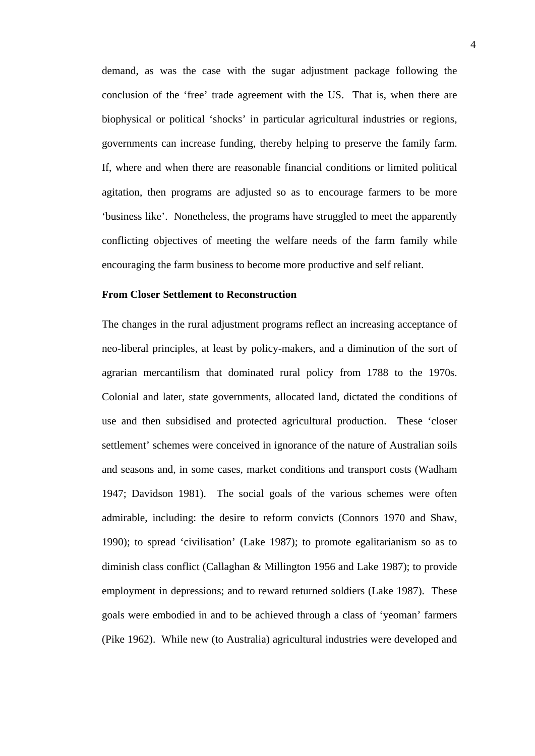demand, as was the case with the sugar adjustment package following the conclusion of the 'free' trade agreement with the US. That is, when there are biophysical or political 'shocks' in particular agricultural industries or regions, governments can increase funding, thereby helping to preserve the family farm. If, where and when there are reasonable financial conditions or limited political agitation, then programs are adjusted so as to encourage farmers to be more 'business like'. Nonetheless, the programs have struggled to meet the apparently conflicting objectives of meeting the welfare needs of the farm family while encouraging the farm business to become more productive and self reliant.

**From Closer Settlement to Reconstruction**

The changes in the rural adjustment programs reflect an increasing acceptance of neo-liberal principles, at least by policy-makers, and a diminution of the sort of agrarian mercantilism that dominated rural policy from 1788 to the 1970s. Colonial and later, state governments, allocated land, dictated the conditions of use and then subsidised and protected agricultural production. These 'closer settlement' schemes were conceived in ignorance of the nature of Australian soils and seasons and, in some cases, market conditions and transport costs (Wadham 1947; Davidson 1981). The social goals of the various schemes were often admirable, including: the desire to reform convicts (Connors 1970 and Shaw, 1990); to spread 'civilisation' (Lake 1987); to promote egalitarianism so as to diminish class conflict (Callaghan & Millington 1956 and Lake 1987); to provide employment in depressions; and to reward returned soldiers (Lake 1987). These goals were embodied in and to be achieved through a class of 'yeoman' farmers (Pike 1962). While new (to Australia) agricultural industries were developed and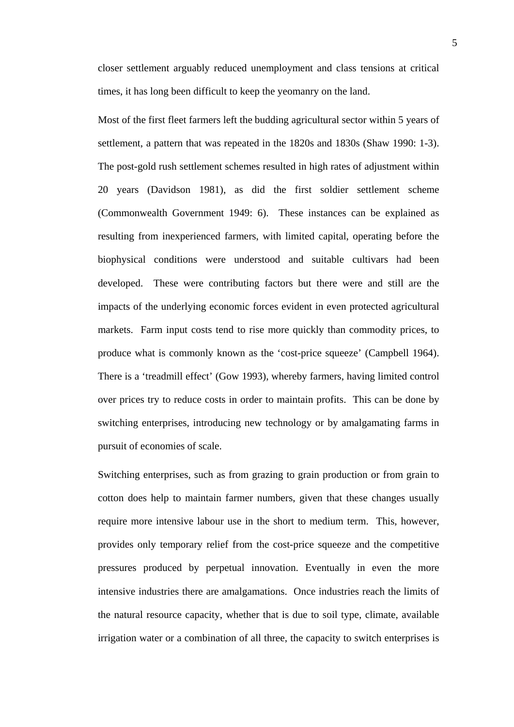closer settlement arguably reduced unemployment and class tensions at critical times, it has long been difficult to keep the yeomanry on the land.

Most of the first fleet farmers left the budding agricultural sector within 5 years of settlement, a pattern that was repeated in the 1820s and 1830s (Shaw 1990: 1-3). The post-gold rush settlement schemes resulted in high rates of adjustment within 20 years (Davidson 1981), as did the first soldier settlement scheme (Commonwealth Government 1949: 6). These instances can be explained as resulting from inexperienced farmers, with limited capital, operating before the biophysical conditions were understood and suitable cultivars had been developed. These were contributing factors but there were and still are the impacts of the underlying economic forces evident in even protected agricultural markets. Farm input costs tend to rise more quickly than commodity prices, to produce what is commonly known as the 'cost-price squeeze' (Campbell 1964). There is a 'treadmill effect' (Gow 1993), whereby farmers, having limited control over prices try to reduce costs in order to maintain profits. This can be done by switching enterprises, introducing new technology or by amalgamating farms in pursuit of economies of scale.

Switching enterprises, such as from grazing to grain production or from grain to cotton does help to maintain farmer numbers, given that these changes usually require more intensive labour use in the short to medium term. This, however, provides only temporary relief from the cost-price squeeze and the competitive pressures produced by perpetual innovation. Eventually in even the more intensive industries there are amalgamations. Once industries reach the limits of the natural resource capacity, whether that is due to soil type, climate, available irrigation water or a combination of all three, the capacity to switch enterprises is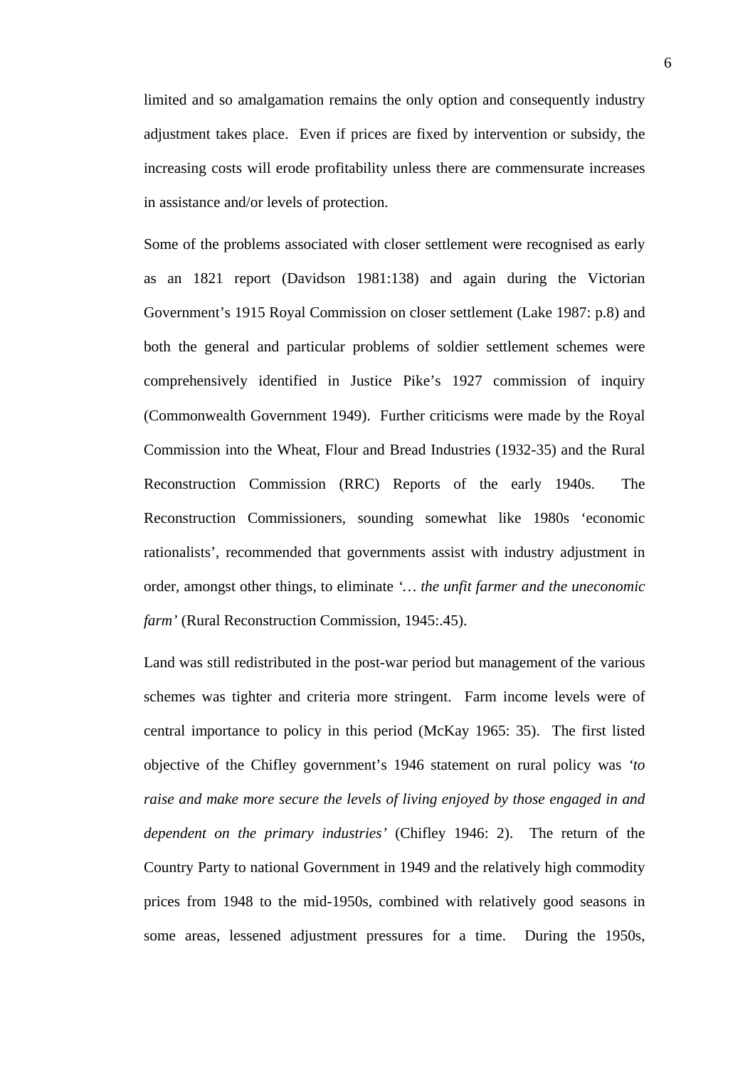limited and so amalgamation remains the only option and consequently industry adjustment takes place. Even if prices are fixed by intervention or subsidy, the increasing costs will erode profitability unless there are commensurate increases in assistance and/or levels of protection.

Some of the problems associated with closer settlement were recognised as early as an 1821 report (Davidson 1981:138) and again during the Victorian Government's 1915 Royal Commission on closer settlement (Lake 1987: p.8) and both the general and particular problems of soldier settlement schemes were comprehensively identified in Justice Pike's 1927 commission of inquiry (Commonwealth Government 1949). Further criticisms were made by the Royal Commission into the Wheat, Flour and Bread Industries (1932-35) and the Rural Reconstruction Commission (RRC) Reports of the early 1940s. The Reconstruction Commissioners, sounding somewhat like 1980s 'economic rationalists', recommended that governments assist with industry adjustment in order, amongst other things, to eliminate *'… the unfit farmer and the uneconomic farm'* (Rural Reconstruction Commission, 1945:.45).

Land was still redistributed in the post-war period but management of the various schemes was tighter and criteria more stringent. Farm income levels were of central importance to policy in this period (McKay 1965: 35). The first listed objective of the Chifley government's 1946 statement on rural policy was *'to raise and make more secure the levels of living enjoyed by those engaged in and dependent on the primary industries'* (Chifley 1946: 2). The return of the Country Party to national Government in 1949 and the relatively high commodity prices from 1948 to the mid-1950s, combined with relatively good seasons in some areas, lessened adjustment pressures for a time. During the 1950s,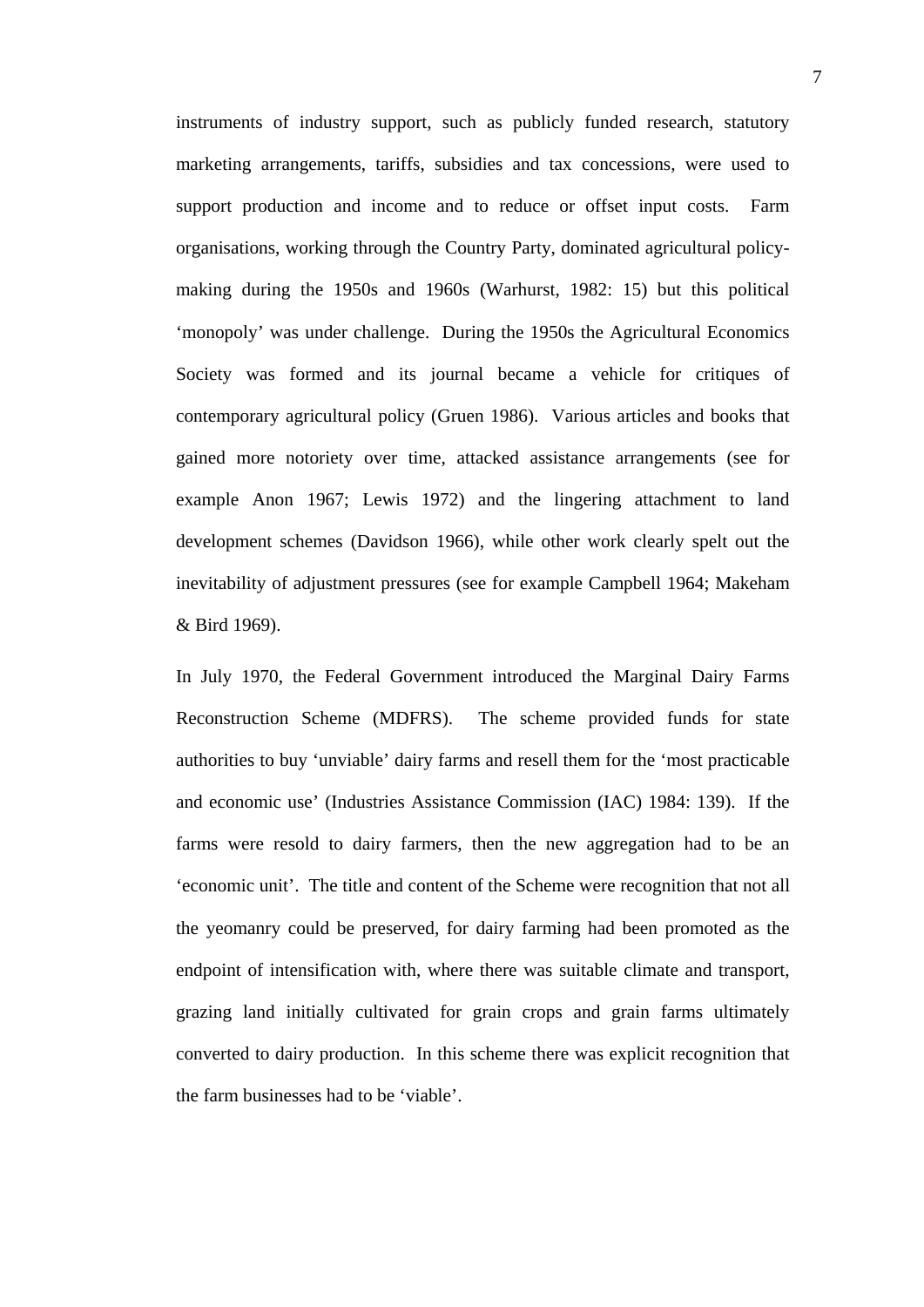instruments of industry support, such as publicly funded research, statutory marketing arrangements, tariffs, subsidies and tax concessions, were used to support production and income and to reduce or offset input costs. Farm organisations, working through the Country Party, dominated agricultural policy-making during the 1950s and 1960s (Warhurst, 1982: 15) but this political 'monopoly' was under challenge. During the 1950s the Agricultural Economics Society was formed and its journal became a vehicle for critiques of contemporary agricultural policy (Gruen 1986). Various articles and books that gained more notoriety over time, attacked assistance arrangements (see for example Anon 1967; Lewis 1972) and the lingering attachment to land development schemes (Davidson 1966), while other work clearly spelt out the inevitability of adjustment pressures (see for example Campbell 1964; Makeham & Bird 1969).

In July 1970, the Federal Government introduced the Marginal Dairy Farms Reconstruction Scheme (MDFRS). The scheme provided funds for state authorities to buy 'unviable' dairy farms and resell them for the 'most practicable and economic use' (Industries Assistance Commission (IAC) 1984: 139). If the farms were resold to dairy farmers, then the new aggregation had to be an 'economic unit'. The title and content of the Scheme were recognition that not all the yeomanry could be preserved, for dairy farming had been promoted as the endpoint of intensification with, where there was suitable climate and transport, grazing land initially cultivated for grain crops and grain farms ultimately converted to dairy production. In this scheme there was explicit recognition that the farm businesses had to be 'viable'.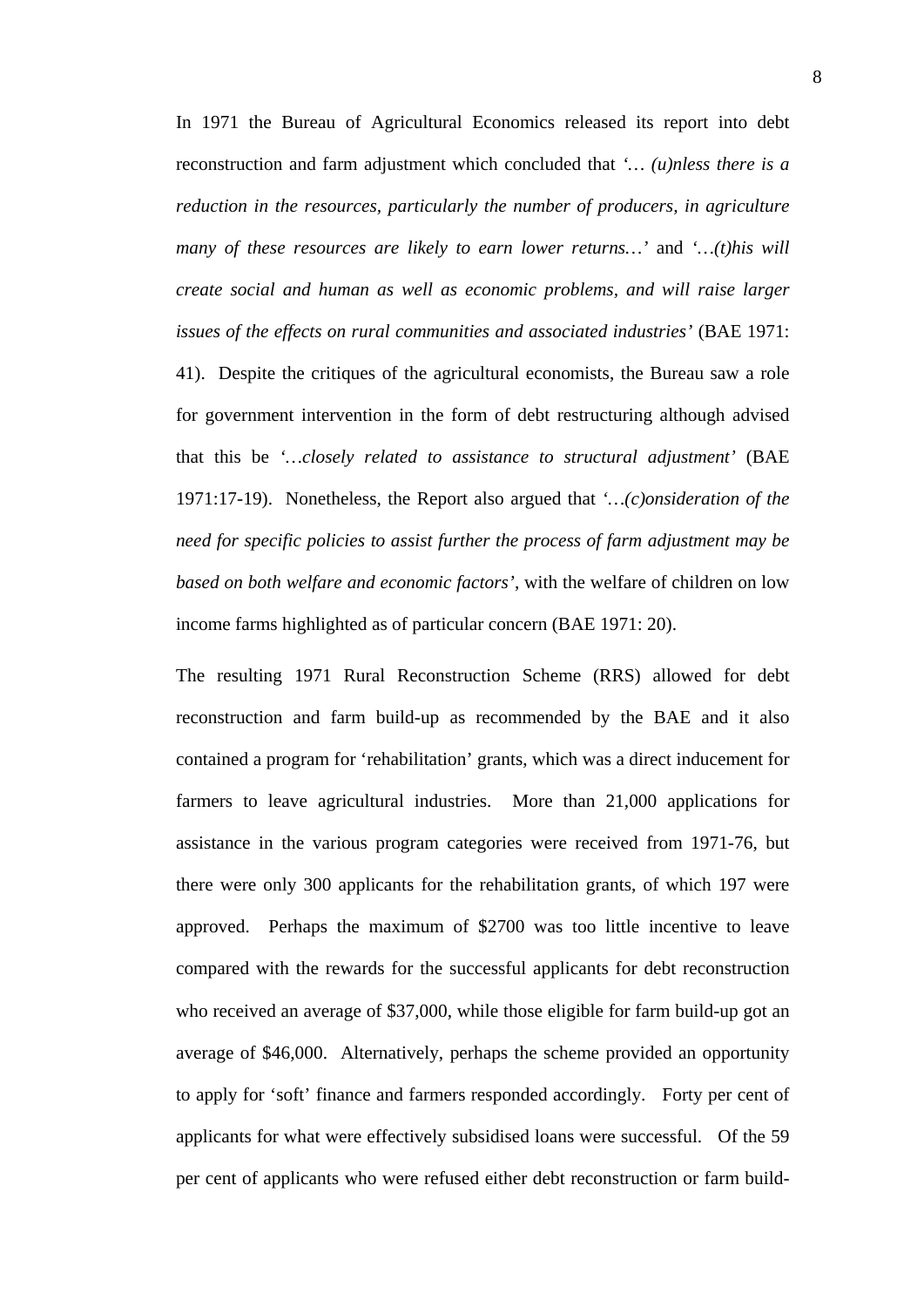In 1971 the Bureau of Agricultural Economics released its report into debt reconstruction and farm adjustment which concluded that *'… (u)nless there is a reduction in the resources, particularly the number of producers, in agriculture many of these resources are likely to earn lower returns…'* and *'…(t)his will create social and human as well as economic problems, and will raise larger issues of the effects on rural communities and associated industries'* (BAE 1971: 41). Despite the critiques of the agricultural economists, the Bureau saw a role for government intervention in the form of debt restructuring although advised that this be *'…closely related to assistance to structural adjustment'* (BAE 1971:17-19). Nonetheless, the Report also argued that *'…(c)onsideration of the need for specific policies to assist further the process of farm adjustment may be based on both welfare and economic factors'*, with the welfare of children on low income farms highlighted as of particular concern (BAE 1971: 20).

The resulting 1971 Rural Reconstruction Scheme (RRS) allowed for debt reconstruction and farm build-up as recommended by the BAE and it also contained a program for 'rehabilitation' grants, which was a direct inducement for farmers to leave agricultural industries. More than 21,000 applications for assistance in the various program categories were received from 1971-76, but there were only 300 applicants for the rehabilitation grants, of which 197 were approved. Perhaps the maximum of $2700 was too little incentive to leave compared with the rewards for the successful applicants for debt reconstruction who received an average of $37,000, while those eligible for farm build-up got an average of $46,000. Alternatively, perhaps the scheme provided an opportunity to apply for 'soft' finance and farmers responded accordingly. Forty per cent of applicants for what were effectively subsidised loans were successful. Of the 59 per cent of applicants who were refused either debt reconstruction or farm build-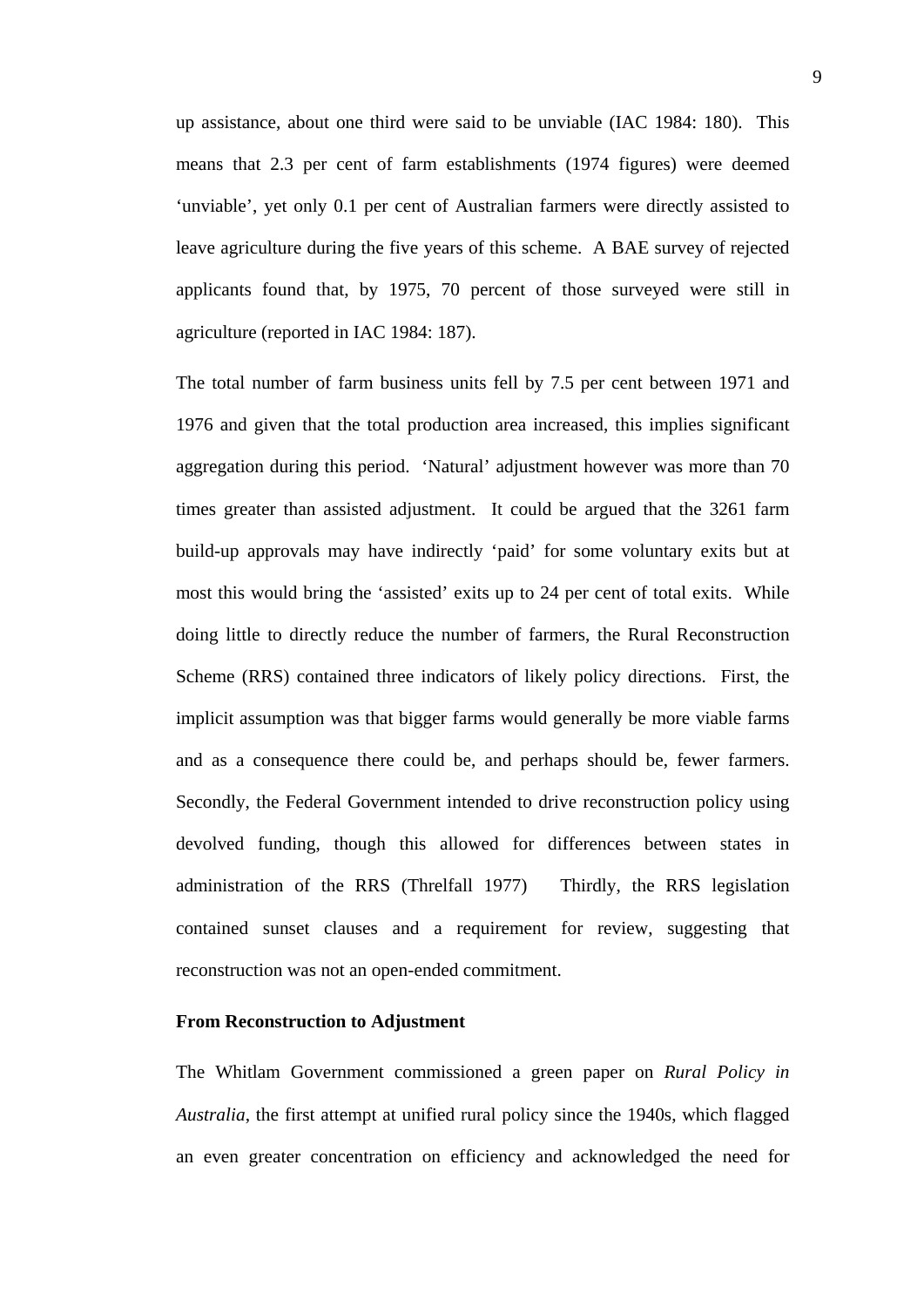up assistance, about one third were said to be unviable (IAC 1984: 180). This means that 2.3 per cent of farm establishments (1974 figures) were deemed 'unviable', yet only 0.1 per cent of Australian farmers were directly assisted to leave agriculture during the five years of this scheme. A BAE survey of rejected applicants found that, by 1975, 70 percent of those surveyed were still in agriculture (reported in IAC 1984: 187).

The total number of farm business units fell by 7.5 per cent between 1971 and 1976 and given that the total production area increased, this implies significant aggregation during this period. 'Natural' adjustment however was more than 70 times greater than assisted adjustment. It could be argued that the 3261 farm build-up approvals may have indirectly 'paid' for some voluntary exits but at most this would bring the 'assisted' exits up to 24 per cent of total exits. While doing little to directly reduce the number of farmers, the Rural Reconstruction Scheme (RRS) contained three indicators of likely policy directions. First, the implicit assumption was that bigger farms would generally be more viable farms and as a consequence there could be, and perhaps should be, fewer farmers. Secondly, the Federal Government intended to drive reconstruction policy using devolved funding, though this allowed for differences between states in administration of the RRS (Threlfall 1977) Thirdly, the RRS legislation contained sunset clauses and a requirement for review, suggesting that reconstruction was not an open-ended commitment.

**From Reconstruction to Adjustment**

The Whitlam Government commissioned a green paper on *Rural Policy in Australia*, the first attempt at unified rural policy since the 1940s, which flagged an even greater concentration on efficiency and acknowledged the need for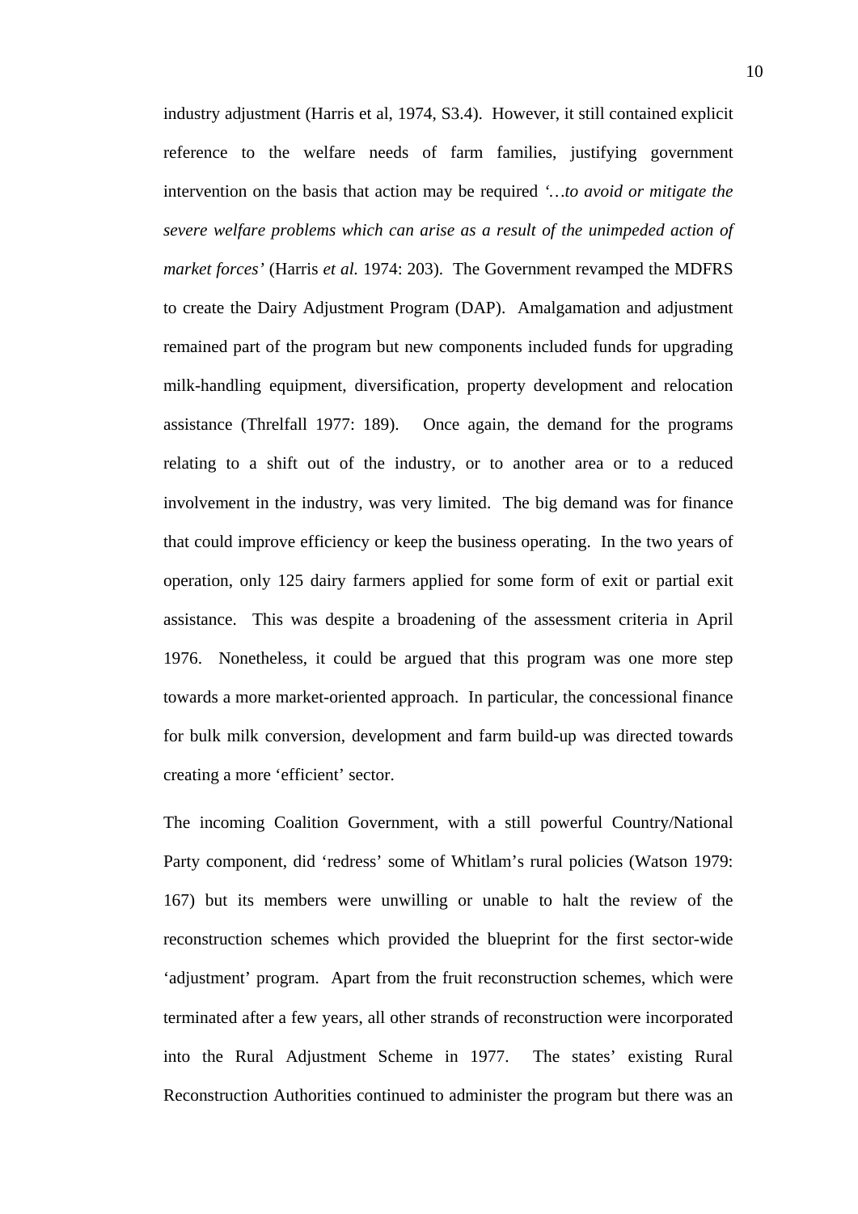industry adjustment (Harris et al, 1974, S3.4). However, it still contained explicit reference to the welfare needs of farm families, justifying government intervention on the basis that action may be required *'…to avoid or mitigate the severe welfare problems which can arise as a result of the unimpeded action of market forces'* (Harris *et al.* 1974: 203). The Government revamped the MDFRS to create the Dairy Adjustment Program (DAP). Amalgamation and adjustment remained part of the program but new components included funds for upgrading milk-handling equipment, diversification, property development and relocation assistance (Threlfall 1977: 189). Once again, the demand for the programs relating to a shift out of the industry, or to another area or to a reduced involvement in the industry, was very limited. The big demand was for finance that could improve efficiency or keep the business operating. In the two years of operation, only 125 dairy farmers applied for some form of exit or partial exit assistance. This was despite a broadening of the assessment criteria in April 1976. Nonetheless, it could be argued that this program was one more step towards a more market-oriented approach. In particular, the concessional finance for bulk milk conversion, development and farm build-up was directed towards creating a more 'efficient' sector.

The incoming Coalition Government, with a still powerful Country/National Party component, did 'redress' some of Whitlam's rural policies (Watson 1979: 167) but its members were unwilling or unable to halt the review of the reconstruction schemes which provided the blueprint for the first sector-wide 'adjustment' program. Apart from the fruit reconstruction schemes, which were terminated after a few years, all other strands of reconstruction were incorporated into the Rural Adjustment Scheme in 1977. The states' existing Rural Reconstruction Authorities continued to administer the program but there was an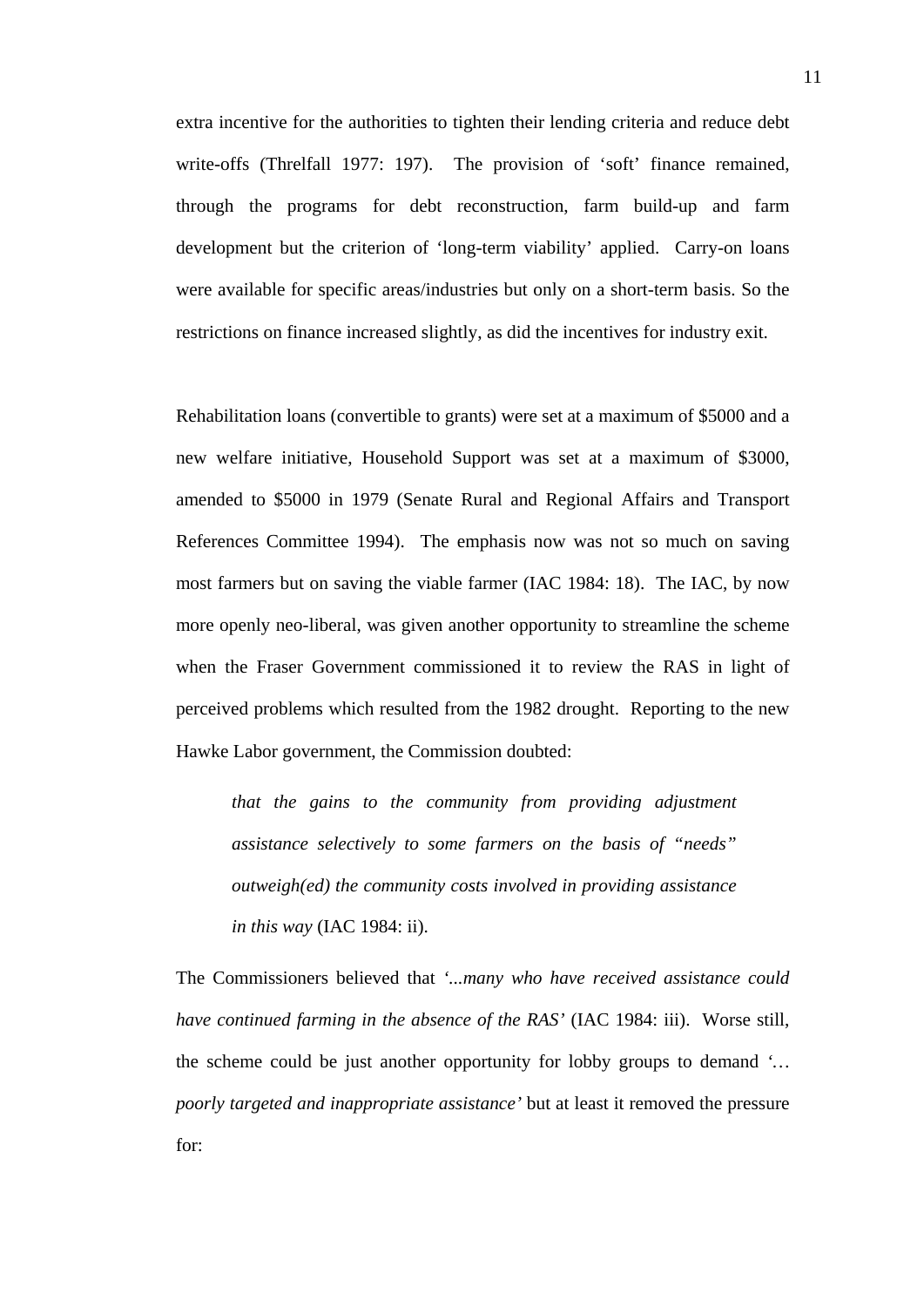extra incentive for the authorities to tighten their lending criteria and reduce debt write-offs (Threlfall 1977: 197). The provision of 'soft' finance remained, through the programs for debt reconstruction, farm build-up and farm development but the criterion of 'long-term viability' applied. Carry-on loans were available for specific areas/industries but only on a short-term basis. So the restrictions on finance increased slightly, as did the incentives for industry exit.

Rehabilitation loans (convertible to grants) were set at a maximum of $5000 and a new welfare initiative, Household Support was set at a maximum of $3000, amended to $5000 in 1979 (Senate Rural and Regional Affairs and Transport References Committee 1994). The emphasis now was not so much on saving most farmers but on saving the viable farmer (IAC 1984: 18). The IAC, by now more openly neo-liberal, was given another opportunity to streamline the scheme when the Fraser Government commissioned it to review the RAS in light of perceived problems which resulted from the 1982 drought. Reporting to the new Hawke Labor government, the Commission doubted:

> *that the gains to the community from providing adjustment assistance selectively to some farmers on the basis of "needs" outweigh(ed) the community costs involved in providing assistance in this way* (IAC 1984: ii).

The Commissioners believed that *'...many who have received assistance could have continued farming in the absence of the RAS'* (IAC 1984: iii). Worse still, the scheme could be just another opportunity for lobby groups to demand *'… poorly targeted and inappropriate assistance'* but at least it removed the pressure for: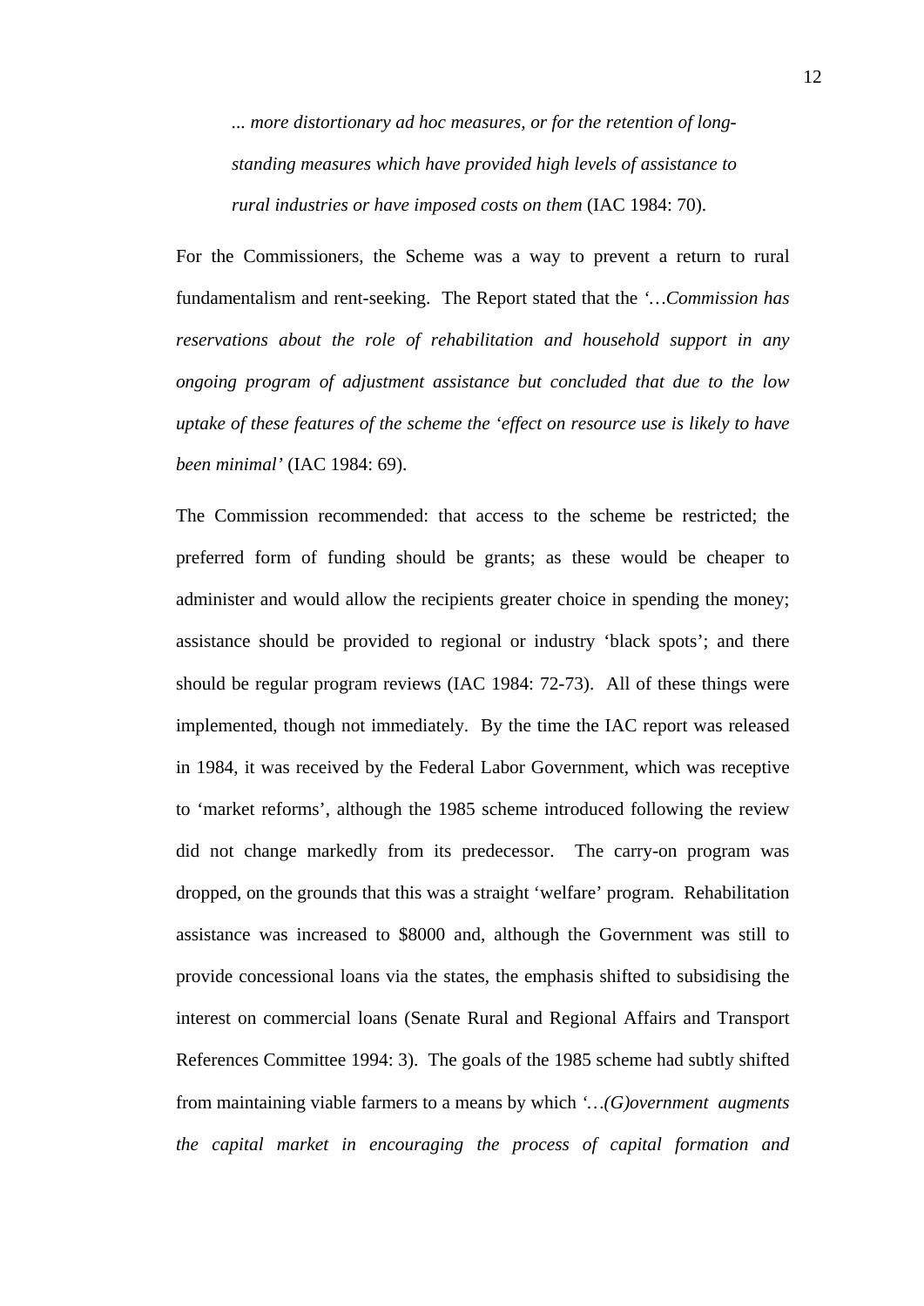> *... more distortionary ad hoc measures, or for the retention of long-standing measures which have provided high levels of assistance to rural industries or have imposed costs on them* (IAC 1984: 70).

For the Commissioners, the Scheme was a way to prevent a return to rural fundamentalism and rent-seeking. The Report stated that the *'…Commission has reservations about the role of rehabilitation and household support in any ongoing program of adjustment assistance but concluded that due to the low uptake of these features of the scheme the 'effect on resource use is likely to have been minimal'* (IAC 1984: 69).

The Commission recommended: that access to the scheme be restricted; the preferred form of funding should be grants; as these would be cheaper to administer and would allow the recipients greater choice in spending the money; assistance should be provided to regional or industry 'black spots'; and there should be regular program reviews (IAC 1984: 72-73). All of these things were implemented, though not immediately. By the time the IAC report was released in 1984, it was received by the Federal Labor Government, which was receptive to 'market reforms', although the 1985 scheme introduced following the review did not change markedly from its predecessor. The carry-on program was dropped, on the grounds that this was a straight 'welfare' program. Rehabilitation assistance was increased to $8000 and, although the Government was still to provide concessional loans via the states, the emphasis shifted to subsidising the interest on commercial loans (Senate Rural and Regional Affairs and Transport References Committee 1994: 3). The goals of the 1985 scheme had subtly shifted from maintaining viable farmers to a means by which *'…(G)overnment augments the capital market in encouraging the process of capital formation and*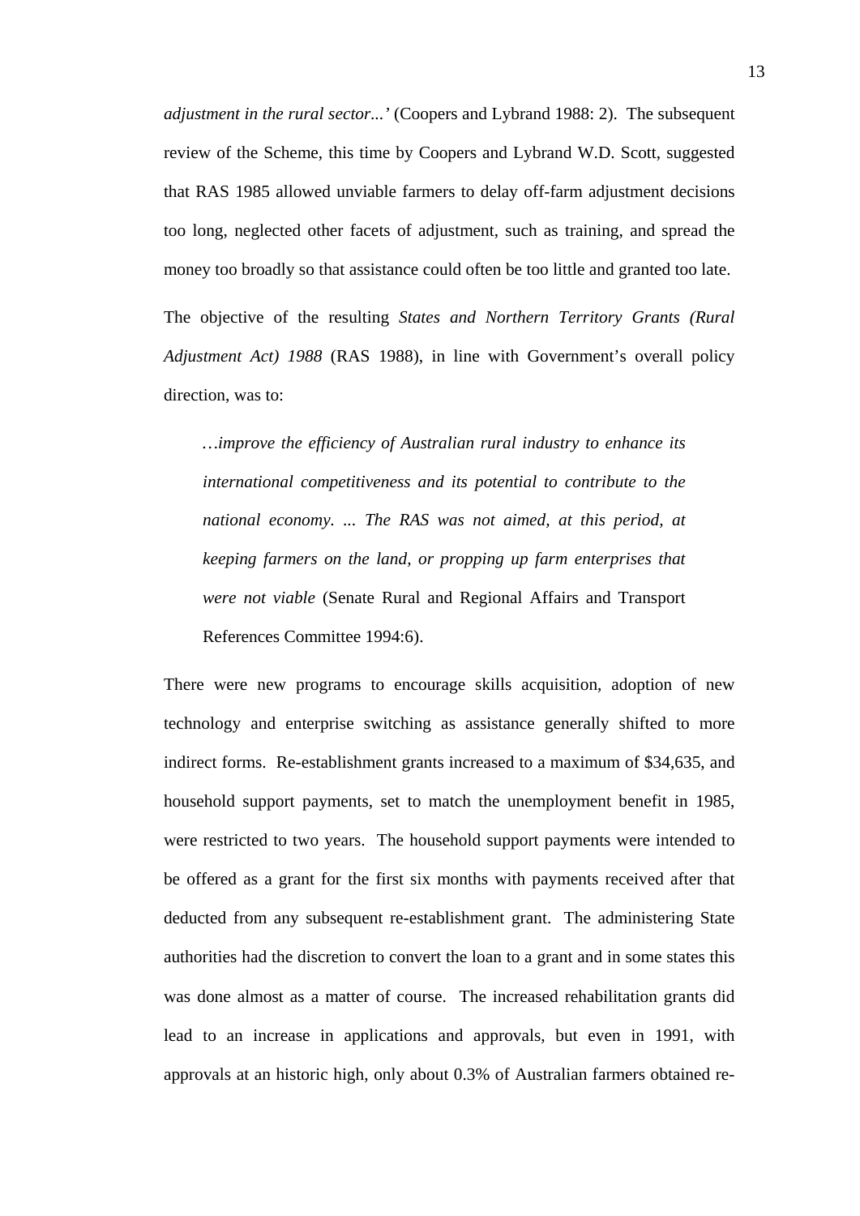*adjustment in the rural sector...'* (Coopers and Lybrand 1988: 2). The subsequent review of the Scheme, this time by Coopers and Lybrand W.D. Scott, suggested that RAS 1985 allowed unviable farmers to delay off-farm adjustment decisions too long, neglected other facets of adjustment, such as training, and spread the money too broadly so that assistance could often be too little and granted too late.

The objective of the resulting *States and Northern Territory Grants (Rural Adjustment Act) 1988* (RAS 1988), in line with Government's overall policy direction, was to:

> *…improve the efficiency of Australian rural industry to enhance its international competitiveness and its potential to contribute to the national economy. ... The RAS was not aimed, at this period, at keeping farmers on the land, or propping up farm enterprises that were not viable* (Senate Rural and Regional Affairs and Transport References Committee 1994:6).

There were new programs to encourage skills acquisition, adoption of new technology and enterprise switching as assistance generally shifted to more indirect forms. Re-establishment grants increased to a maximum of $34,635, and household support payments, set to match the unemployment benefit in 1985, were restricted to two years. The household support payments were intended to be offered as a grant for the first six months with payments received after that deducted from any subsequent re-establishment grant. The administering State authorities had the discretion to convert the loan to a grant and in some states this was done almost as a matter of course. The increased rehabilitation grants did lead to an increase in applications and approvals, but even in 1991, with approvals at an historic high, only about 0.3% of Australian farmers obtained re-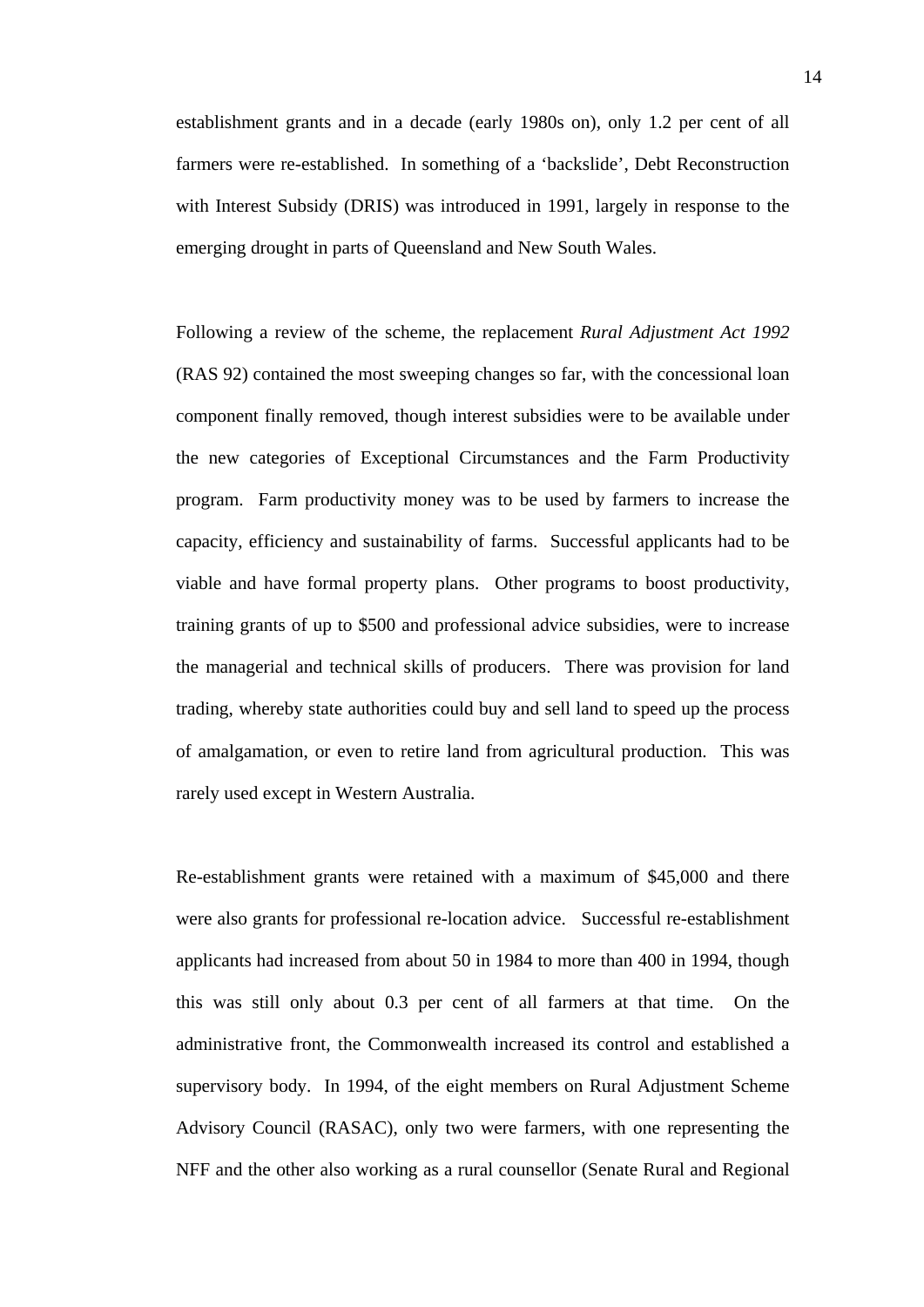establishment grants and in a decade (early 1980s on), only 1.2 per cent of all farmers were re-established. In something of a 'backslide', Debt Reconstruction with Interest Subsidy (DRIS) was introduced in 1991, largely in response to the emerging drought in parts of Queensland and New South Wales.

Following a review of the scheme, the replacement *Rural Adjustment Act 1992* (RAS 92) contained the most sweeping changes so far, with the concessional loan component finally removed, though interest subsidies were to be available under the new categories of Exceptional Circumstances and the Farm Productivity program. Farm productivity money was to be used by farmers to increase the capacity, efficiency and sustainability of farms. Successful applicants had to be viable and have formal property plans. Other programs to boost productivity, training grants of up to $500 and professional advice subsidies, were to increase the managerial and technical skills of producers. There was provision for land trading, whereby state authorities could buy and sell land to speed up the process of amalgamation, or even to retire land from agricultural production. This was rarely used except in Western Australia.

Re-establishment grants were retained with a maximum of $45,000 and there were also grants for professional re-location advice. Successful re-establishment applicants had increased from about 50 in 1984 to more than 400 in 1994, though this was still only about 0.3 per cent of all farmers at that time. On the administrative front, the Commonwealth increased its control and established a supervisory body. In 1994, of the eight members on Rural Adjustment Scheme Advisory Council (RASAC), only two were farmers, with one representing the NFF and the other also working as a rural counsellor (Senate Rural and Regional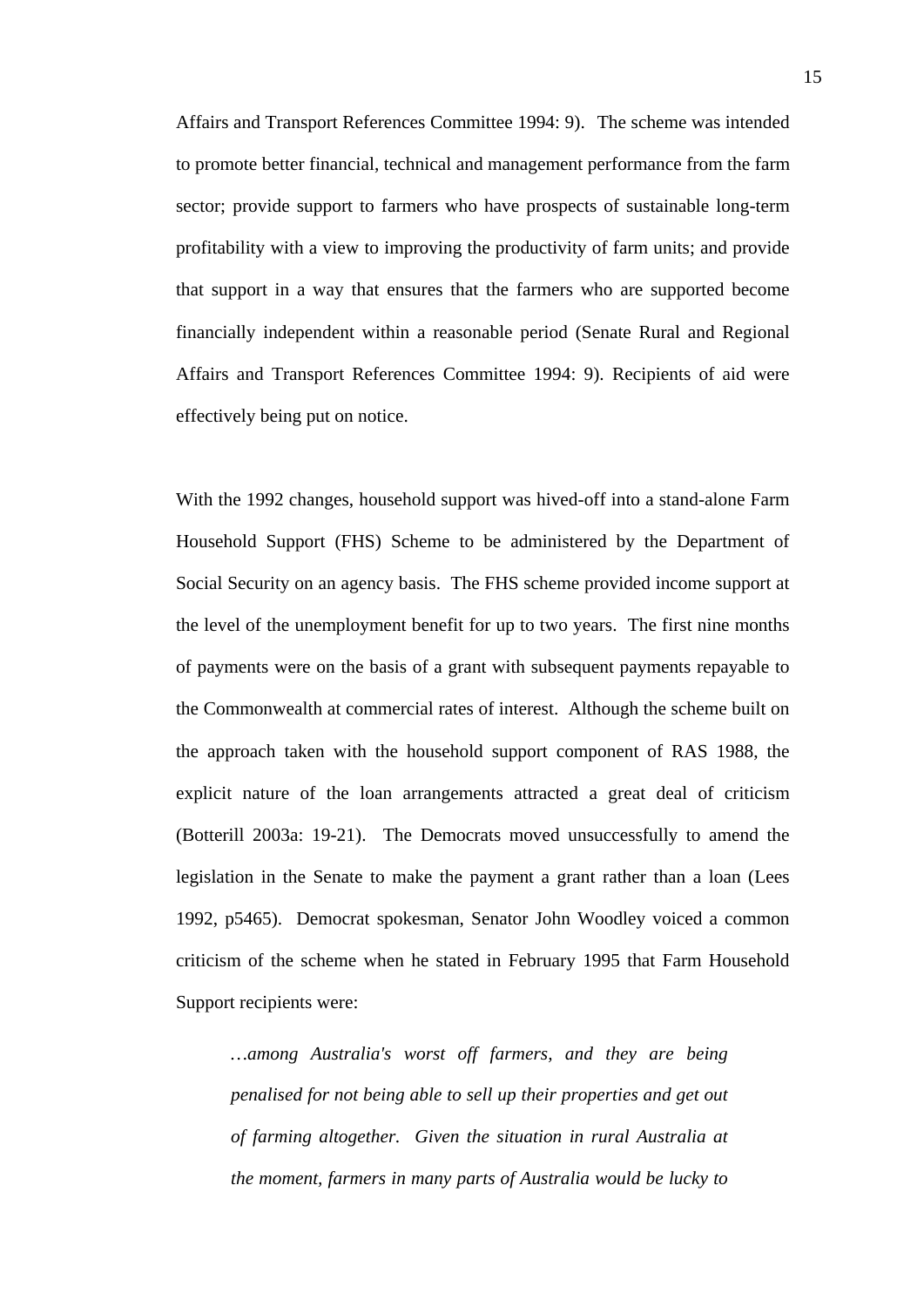Affairs and Transport References Committee 1994: 9). The scheme was intended to promote better financial, technical and management performance from the farm sector; provide support to farmers who have prospects of sustainable long-term profitability with a view to improving the productivity of farm units; and provide that support in a way that ensures that the farmers who are supported become financially independent within a reasonable period (Senate Rural and Regional Affairs and Transport References Committee 1994: 9). Recipients of aid were effectively being put on notice.

With the 1992 changes, household support was hived-off into a stand-alone Farm Household Support (FHS) Scheme to be administered by the Department of Social Security on an agency basis. The FHS scheme provided income support at the level of the unemployment benefit for up to two years. The first nine months of payments were on the basis of a grant with subsequent payments repayable to the Commonwealth at commercial rates of interest. Although the scheme built on the approach taken with the household support component of RAS 1988, the explicit nature of the loan arrangements attracted a great deal of criticism (Botterill 2003a: 19-21). The Democrats moved unsuccessfully to amend the legislation in the Senate to make the payment a grant rather than a loan (Lees 1992, p5465). Democrat spokesman, Senator John Woodley voiced a common criticism of the scheme when he stated in February 1995 that Farm Household Support recipients were:

> *…among Australia's worst off farmers, and they are being penalised for not being able to sell up their properties and get out of farming altogether. Given the situation in rural Australia at the moment, farmers in many parts of Australia would be lucky to*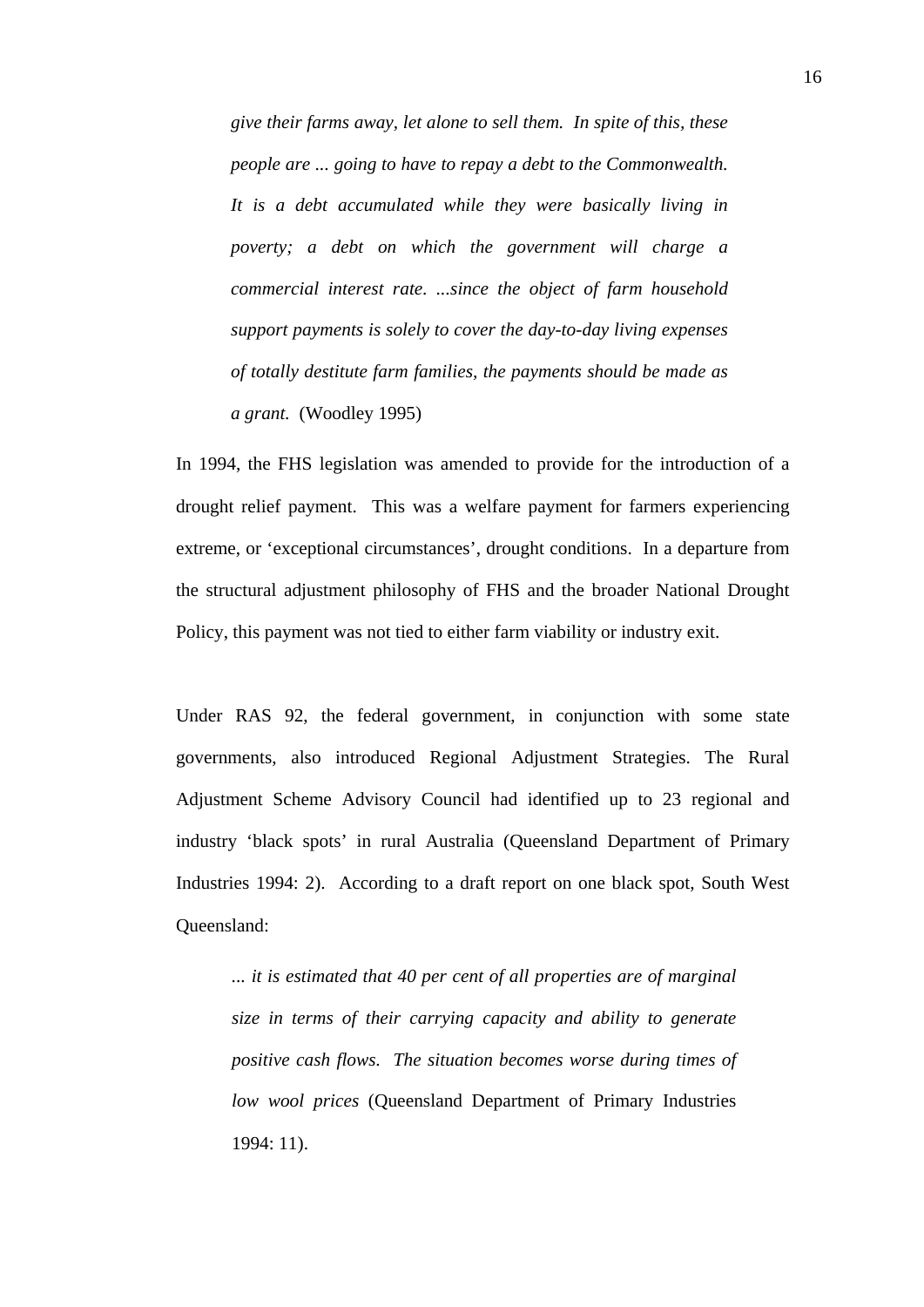> *give their farms away, let alone to sell them. In spite of this, these people are ... going to have to repay a debt to the Commonwealth. It is a debt accumulated while they were basically living in poverty; a debt on which the government will charge a commercial interest rate. ...since the object of farm household support payments is solely to cover the day-to-day living expenses of totally destitute farm families, the payments should be made as a grant.* (Woodley 1995)

In 1994, the FHS legislation was amended to provide for the introduction of a drought relief payment. This was a welfare payment for farmers experiencing extreme, or 'exceptional circumstances', drought conditions. In a departure from the structural adjustment philosophy of FHS and the broader National Drought Policy, this payment was not tied to either farm viability or industry exit.

Under RAS 92, the federal government, in conjunction with some state governments, also introduced Regional Adjustment Strategies. The Rural Adjustment Scheme Advisory Council had identified up to 23 regional and industry 'black spots' in rural Australia (Queensland Department of Primary Industries 1994: 2). According to a draft report on one black spot, South West Queensland:

> *... it is estimated that 40 per cent of all properties are of marginal size in terms of their carrying capacity and ability to generate positive cash flows. The situation becomes worse during times of low wool prices* (Queensland Department of Primary Industries 1994: 11).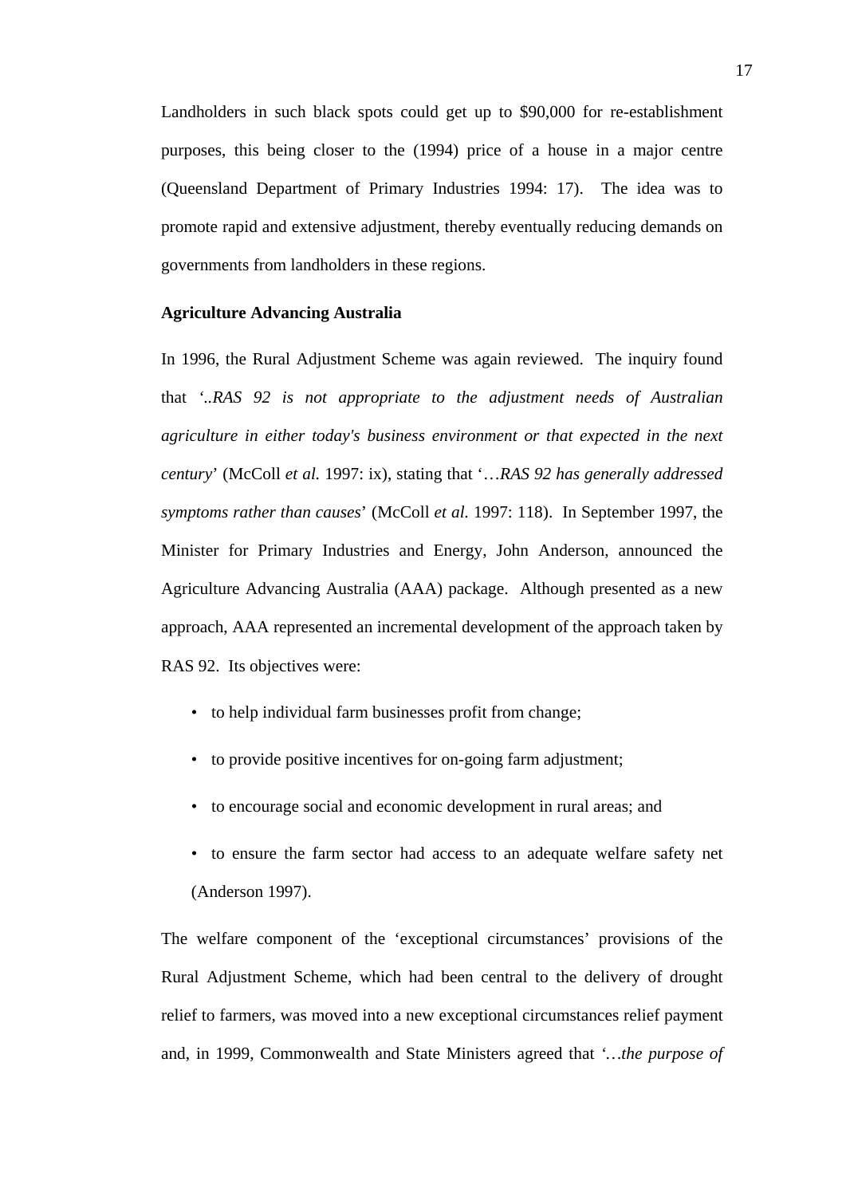Landholders in such black spots could get up to $90,000 for re-establishment purposes, this being closer to the (1994) price of a house in a major centre (Queensland Department of Primary Industries 1994: 17). The idea was to promote rapid and extensive adjustment, thereby eventually reducing demands on governments from landholders in these regions.

**Agriculture Advancing Australia**

In 1996, the Rural Adjustment Scheme was again reviewed. The inquiry found that '..*RAS 92 is not appropriate to the adjustment needs of Australian agriculture in either today's business environment or that expected in the next century*' (McColl *et al.* 1997: ix), stating that '…*RAS 92 has generally addressed symptoms rather than causes*' (McColl *et al.* 1997: 118). In September 1997, the Minister for Primary Industries and Energy, John Anderson, announced the Agriculture Advancing Australia (AAA) package. Although presented as a new approach, AAA represented an incremental development of the approach taken by RAS 92. Its objectives were:

- to help individual farm businesses profit from change;
- to provide positive incentives for on-going farm adjustment;
- to encourage social and economic development in rural areas; and
- to ensure the farm sector had access to an adequate welfare safety net (Anderson 1997).

The welfare component of the 'exceptional circumstances' provisions of the Rural Adjustment Scheme, which had been central to the delivery of drought relief to farmers, was moved into a new exceptional circumstances relief payment and, in 1999, Commonwealth and State Ministers agreed that '…*the purpose of*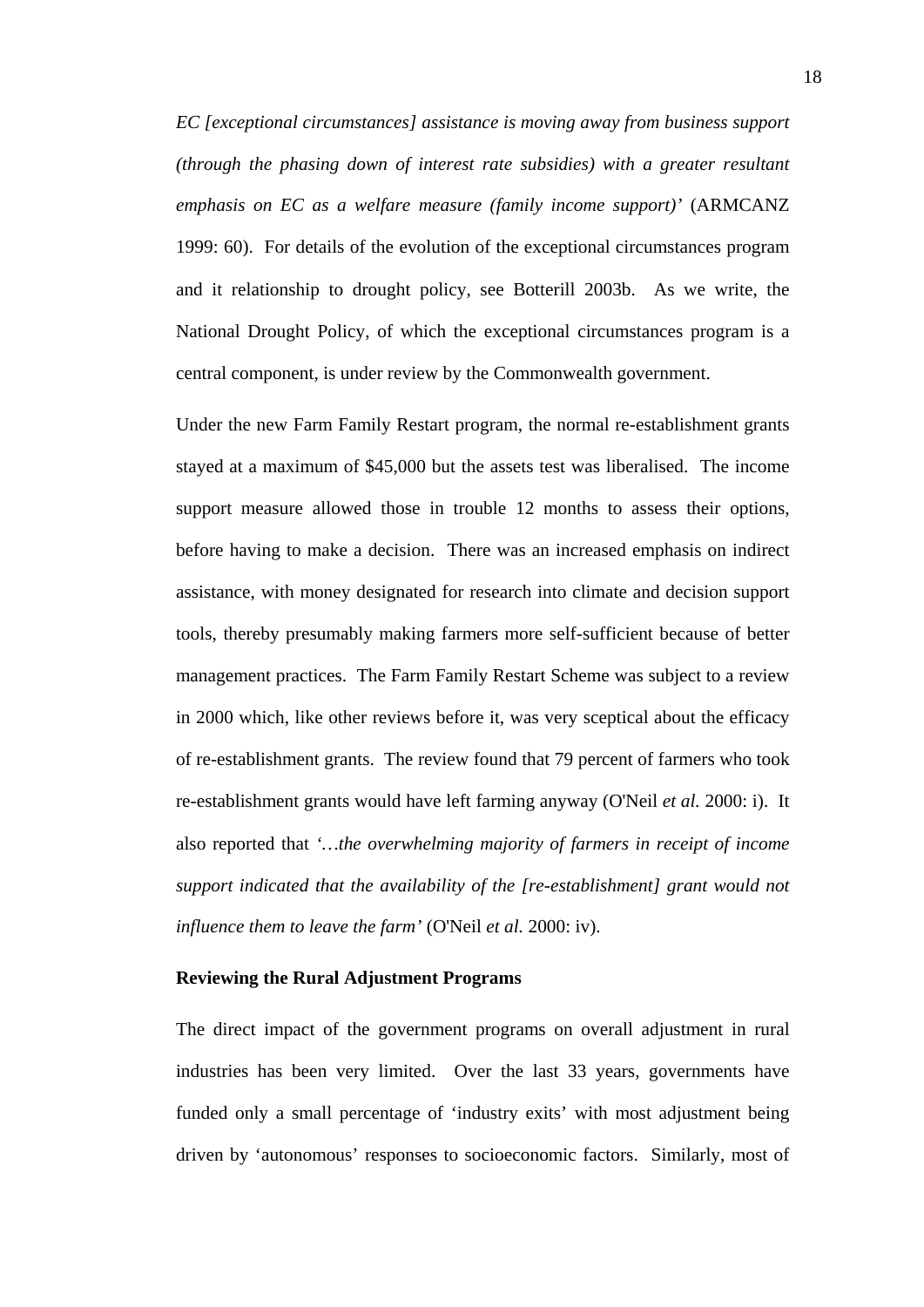*EC [exceptional circumstances] assistance is moving away from business support (through the phasing down of interest rate subsidies) with a greater resultant emphasis on EC as a welfare measure (family income support)'* (ARMCANZ 1999: 60). For details of the evolution of the exceptional circumstances program and it relationship to drought policy, see Botterill 2003b. As we write, the National Drought Policy, of which the exceptional circumstances program is a central component, is under review by the Commonwealth government.

Under the new Farm Family Restart program, the normal re-establishment grants stayed at a maximum of $45,000 but the assets test was liberalised. The income support measure allowed those in trouble 12 months to assess their options, before having to make a decision. There was an increased emphasis on indirect assistance, with money designated for research into climate and decision support tools, thereby presumably making farmers more self-sufficient because of better management practices. The Farm Family Restart Scheme was subject to a review in 2000 which, like other reviews before it, was very sceptical about the efficacy of re-establishment grants. The review found that 79 percent of farmers who took re-establishment grants would have left farming anyway (O'Neil *et al.* 2000: i). It also reported that *'…the overwhelming majority of farmers in receipt of income support indicated that the availability of the [re-establishment] grant would not influence them to leave the farm'* (O'Neil *et al.* 2000: iv).

**Reviewing the Rural Adjustment Programs**

The direct impact of the government programs on overall adjustment in rural industries has been very limited. Over the last 33 years, governments have funded only a small percentage of 'industry exits' with most adjustment being driven by 'autonomous' responses to socioeconomic factors. Similarly, most of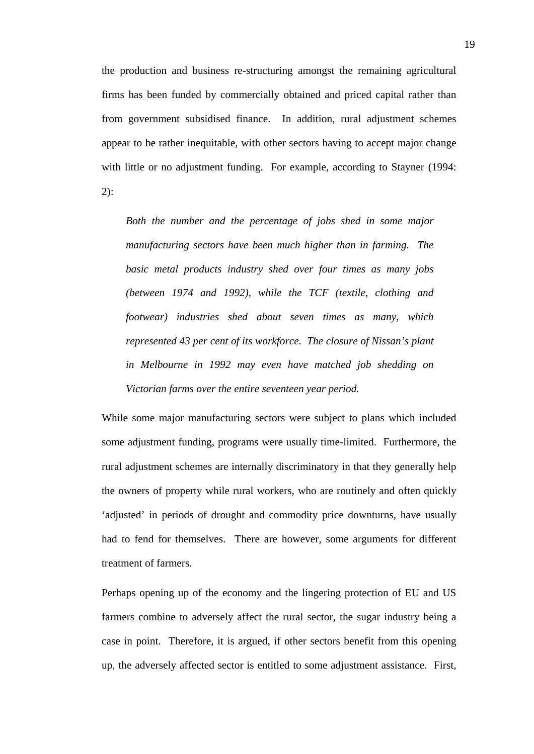the production and business re-structuring amongst the remaining agricultural firms has been funded by commercially obtained and priced capital rather than from government subsidised finance. In addition, rural adjustment schemes appear to be rather inequitable, with other sectors having to accept major change with little or no adjustment funding. For example, according to Stayner (1994: 2):

> *Both the number and the percentage of jobs shed in some major manufacturing sectors have been much higher than in farming. The basic metal products industry shed over four times as many jobs (between 1974 and 1992), while the TCF (textile, clothing and footwear) industries shed about seven times as many, which represented 43 per cent of its workforce. The closure of Nissan's plant in Melbourne in 1992 may even have matched job shedding on Victorian farms over the entire seventeen year period.*

While some major manufacturing sectors were subject to plans which included some adjustment funding, programs were usually time-limited. Furthermore, the rural adjustment schemes are internally discriminatory in that they generally help the owners of property while rural workers, who are routinely and often quickly 'adjusted' in periods of drought and commodity price downturns, have usually had to fend for themselves. There are however, some arguments for different treatment of farmers.

Perhaps opening up of the economy and the lingering protection of EU and US farmers combine to adversely affect the rural sector, the sugar industry being a case in point. Therefore, it is argued, if other sectors benefit from this opening up, the adversely affected sector is entitled to some adjustment assistance. First,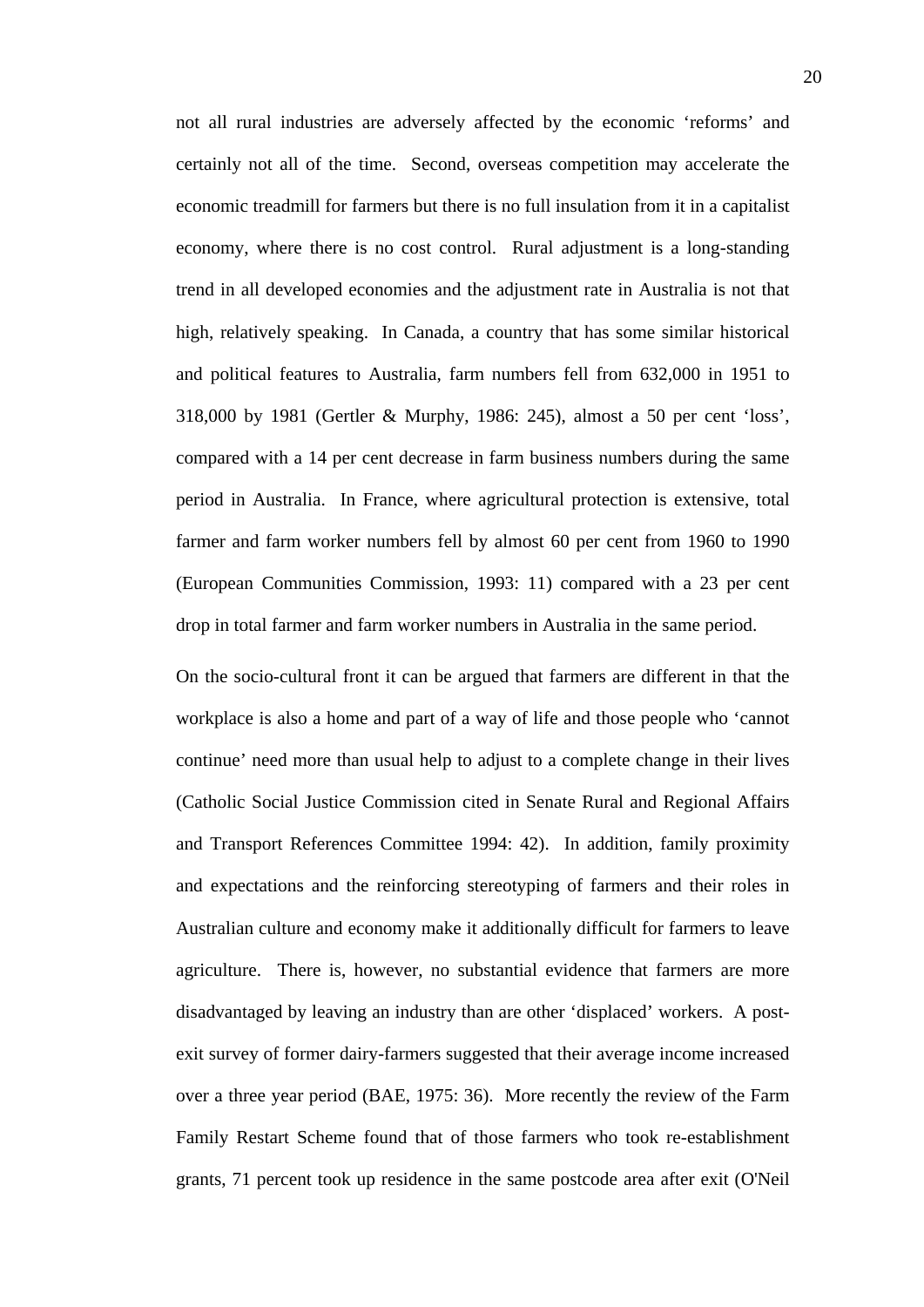not all rural industries are adversely affected by the economic 'reforms' and certainly not all of the time. Second, overseas competition may accelerate the economic treadmill for farmers but there is no full insulation from it in a capitalist economy, where there is no cost control. Rural adjustment is a long-standing trend in all developed economies and the adjustment rate in Australia is not that high, relatively speaking. In Canada, a country that has some similar historical and political features to Australia, farm numbers fell from 632,000 in 1951 to 318,000 by 1981 (Gertler & Murphy, 1986: 245), almost a 50 per cent 'loss', compared with a 14 per cent decrease in farm business numbers during the same period in Australia. In France, where agricultural protection is extensive, total farmer and farm worker numbers fell by almost 60 per cent from 1960 to 1990 (European Communities Commission, 1993: 11) compared with a 23 per cent drop in total farmer and farm worker numbers in Australia in the same period.

On the socio-cultural front it can be argued that farmers are different in that the workplace is also a home and part of a way of life and those people who 'cannot continue' need more than usual help to adjust to a complete change in their lives (Catholic Social Justice Commission cited in Senate Rural and Regional Affairs and Transport References Committee 1994: 42). In addition, family proximity and expectations and the reinforcing stereotyping of farmers and their roles in Australian culture and economy make it additionally difficult for farmers to leave agriculture. There is, however, no substantial evidence that farmers are more disadvantaged by leaving an industry than are other 'displaced' workers. A post-exit survey of former dairy-farmers suggested that their average income increased over a three year period (BAE, 1975: 36). More recently the review of the Farm Family Restart Scheme found that of those farmers who took re-establishment grants, 71 percent took up residence in the same postcode area after exit (O'Neil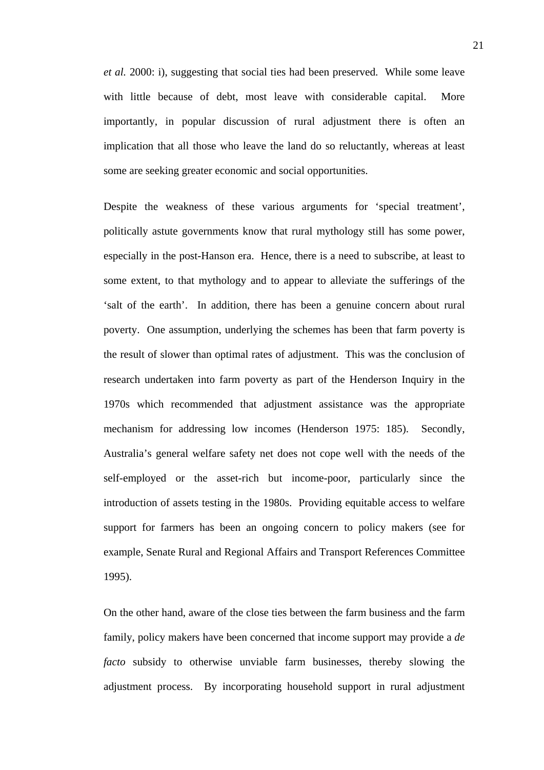*et al.* 2000: i), suggesting that social ties had been preserved. While some leave with little because of debt, most leave with considerable capital. More importantly, in popular discussion of rural adjustment there is often an implication that all those who leave the land do so reluctantly, whereas at least some are seeking greater economic and social opportunities.

Despite the weakness of these various arguments for 'special treatment', politically astute governments know that rural mythology still has some power, especially in the post-Hanson era. Hence, there is a need to subscribe, at least to some extent, to that mythology and to appear to alleviate the sufferings of the 'salt of the earth'. In addition, there has been a genuine concern about rural poverty. One assumption, underlying the schemes has been that farm poverty is the result of slower than optimal rates of adjustment. This was the conclusion of research undertaken into farm poverty as part of the Henderson Inquiry in the 1970s which recommended that adjustment assistance was the appropriate mechanism for addressing low incomes (Henderson 1975: 185). Secondly, Australia's general welfare safety net does not cope well with the needs of the self-employed or the asset-rich but income-poor, particularly since the introduction of assets testing in the 1980s. Providing equitable access to welfare support for farmers has been an ongoing concern to policy makers (see for example, Senate Rural and Regional Affairs and Transport References Committee 1995).

On the other hand, aware of the close ties between the farm business and the farm family, policy makers have been concerned that income support may provide a *de facto* subsidy to otherwise unviable farm businesses, thereby slowing the adjustment process. By incorporating household support in rural adjustment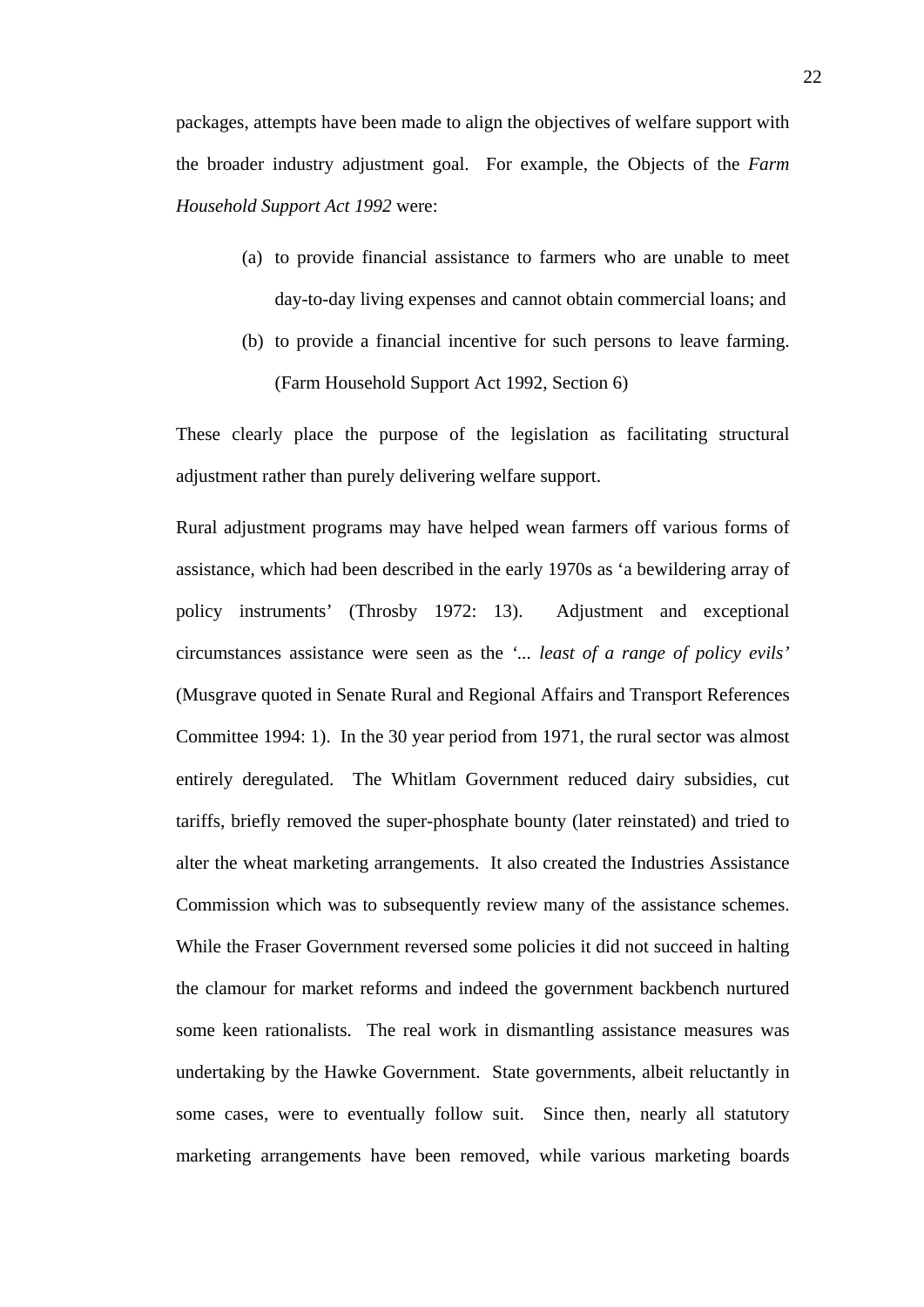packages, attempts have been made to align the objectives of welfare support with the broader industry adjustment goal. For example, the Objects of the *Farm Household Support Act 1992* were:

> (a) to provide financial assistance to farmers who are unable to meet day-to-day living expenses and cannot obtain commercial loans; and
>
> (b) to provide a financial incentive for such persons to leave farming. (Farm Household Support Act 1992, Section 6)

These clearly place the purpose of the legislation as facilitating structural adjustment rather than purely delivering welfare support.

Rural adjustment programs may have helped wean farmers off various forms of assistance, which had been described in the early 1970s as 'a bewildering array of policy instruments' (Throsby 1972: 13). Adjustment and exceptional circumstances assistance were seen as the *'... least of a range of policy evils'* (Musgrave quoted in Senate Rural and Regional Affairs and Transport References Committee 1994: 1). In the 30 year period from 1971, the rural sector was almost entirely deregulated. The Whitlam Government reduced dairy subsidies, cut tariffs, briefly removed the super-phosphate bounty (later reinstated) and tried to alter the wheat marketing arrangements. It also created the Industries Assistance Commission which was to subsequently review many of the assistance schemes. While the Fraser Government reversed some policies it did not succeed in halting the clamour for market reforms and indeed the government backbench nurtured some keen rationalists. The real work in dismantling assistance measures was undertaking by the Hawke Government. State governments, albeit reluctantly in some cases, were to eventually follow suit. Since then, nearly all statutory marketing arrangements have been removed, while various marketing boards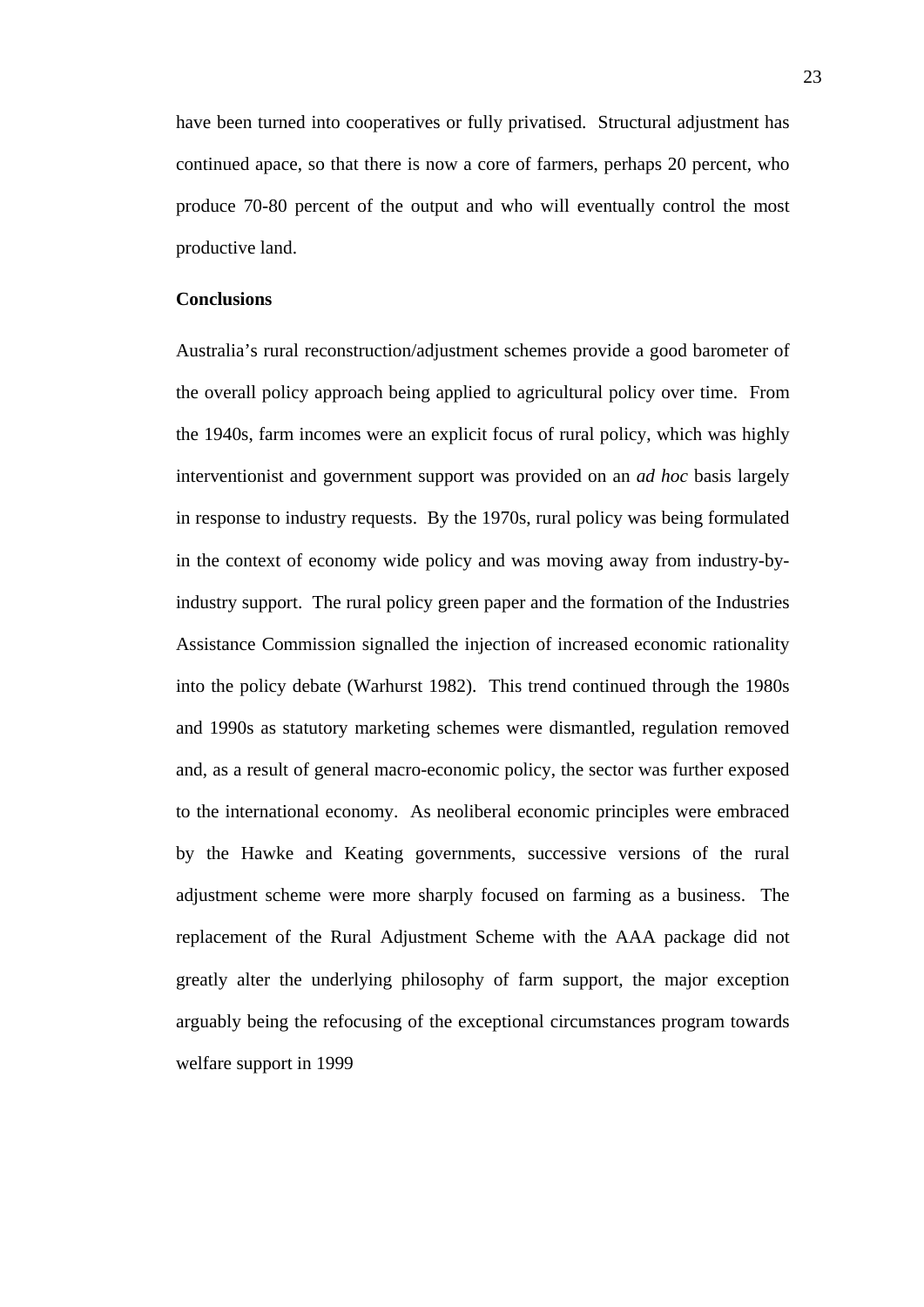have been turned into cooperatives or fully privatised. Structural adjustment has continued apace, so that there is now a core of farmers, perhaps 20 percent, who produce 70-80 percent of the output and who will eventually control the most productive land.

**Conclusions**

Australia's rural reconstruction/adjustment schemes provide a good barometer of the overall policy approach being applied to agricultural policy over time. From the 1940s, farm incomes were an explicit focus of rural policy, which was highly interventionist and government support was provided on an *ad hoc* basis largely in response to industry requests. By the 1970s, rural policy was being formulated in the context of economy wide policy and was moving away from industry-by-industry support. The rural policy green paper and the formation of the Industries Assistance Commission signalled the injection of increased economic rationality into the policy debate (Warhurst 1982). This trend continued through the 1980s and 1990s as statutory marketing schemes were dismantled, regulation removed and, as a result of general macro-economic policy, the sector was further exposed to the international economy. As neoliberal economic principles were embraced by the Hawke and Keating governments, successive versions of the rural adjustment scheme were more sharply focused on farming as a business. The replacement of the Rural Adjustment Scheme with the AAA package did not greatly alter the underlying philosophy of farm support, the major exception arguably being the refocusing of the exceptional circumstances program towards welfare support in 1999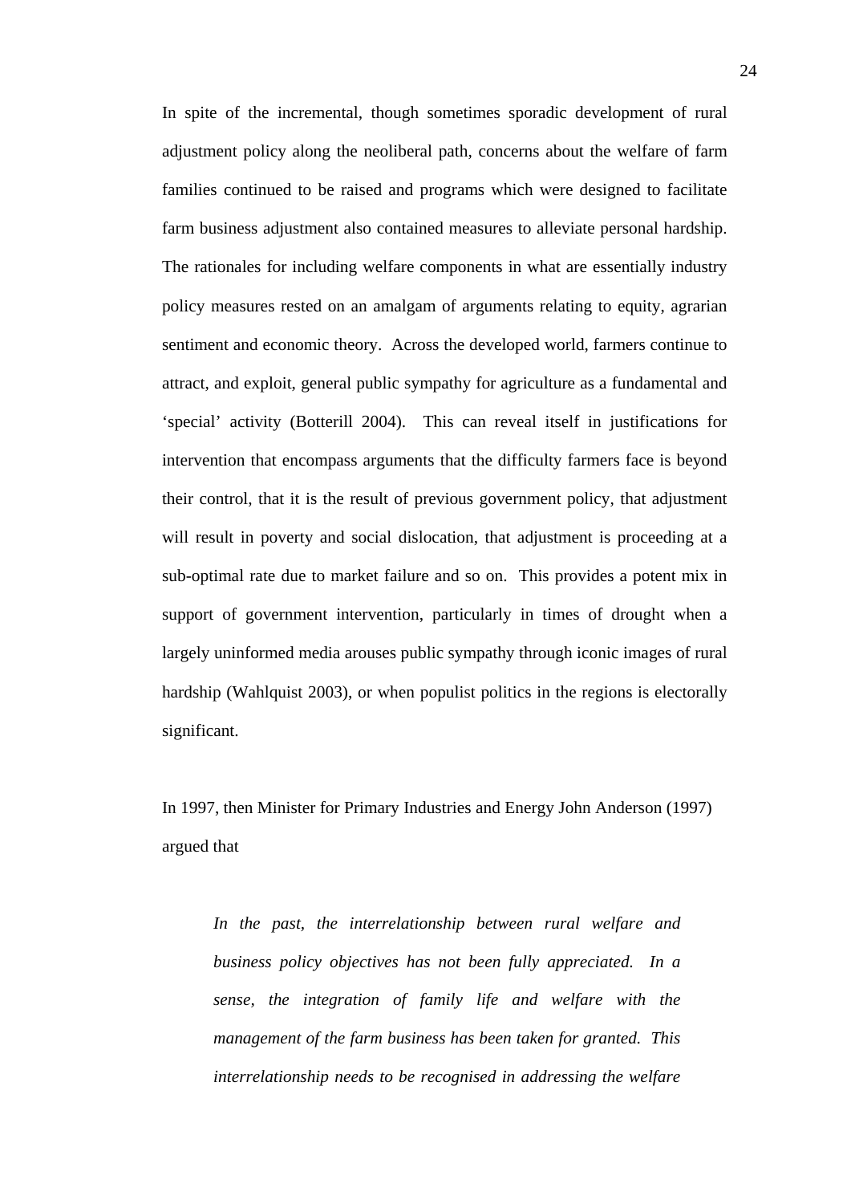In spite of the incremental, though sometimes sporadic development of rural adjustment policy along the neoliberal path, concerns about the welfare of farm families continued to be raised and programs which were designed to facilitate farm business adjustment also contained measures to alleviate personal hardship. The rationales for including welfare components in what are essentially industry policy measures rested on an amalgam of arguments relating to equity, agrarian sentiment and economic theory. Across the developed world, farmers continue to attract, and exploit, general public sympathy for agriculture as a fundamental and 'special' activity (Botterill 2004). This can reveal itself in justifications for intervention that encompass arguments that the difficulty farmers face is beyond their control, that it is the result of previous government policy, that adjustment will result in poverty and social dislocation, that adjustment is proceeding at a sub-optimal rate due to market failure and so on. This provides a potent mix in support of government intervention, particularly in times of drought when a largely uninformed media arouses public sympathy through iconic images of rural hardship (Wahlquist 2003), or when populist politics in the regions is electorally significant.

In 1997, then Minister for Primary Industries and Energy John Anderson (1997) argued that

> *In the past, the interrelationship between rural welfare and business policy objectives has not been fully appreciated. In a sense, the integration of family life and welfare with the management of the farm business has been taken for granted. This interrelationship needs to be recognised in addressing the welfare*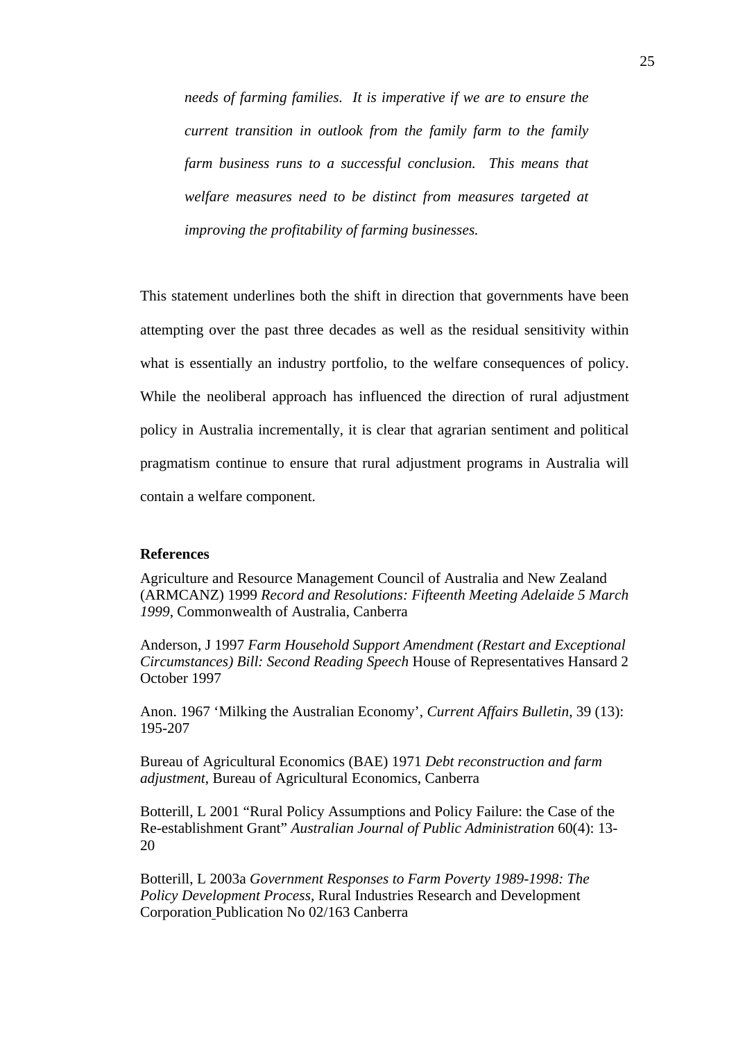> *needs of farming families. It is imperative if we are to ensure the current transition in outlook from the family farm to the family farm business runs to a successful conclusion. This means that welfare measures need to be distinct from measures targeted at improving the profitability of farming businesses.*

This statement underlines both the shift in direction that governments have been attempting over the past three decades as well as the residual sensitivity within what is essentially an industry portfolio, to the welfare consequences of policy. While the neoliberal approach has influenced the direction of rural adjustment policy in Australia incrementally, it is clear that agrarian sentiment and political pragmatism continue to ensure that rural adjustment programs in Australia will contain a welfare component.

**References**

Agriculture and Resource Management Council of Australia and New Zealand (ARMCANZ) 1999 *Record and Resolutions: Fifteenth Meeting Adelaide 5 March 1999*, Commonwealth of Australia, Canberra

Anderson, J 1997 *Farm Household Support Amendment (Restart and Exceptional Circumstances) Bill: Second Reading Speech* House of Representatives Hansard 2 October 1997

Anon. 1967 'Milking the Australian Economy', *Current Affairs Bulletin*, 39 (13): 195-207

Bureau of Agricultural Economics (BAE) 1971 *Debt reconstruction and farm adjustment*, Bureau of Agricultural Economics, Canberra

Botterill, L 2001 "Rural Policy Assumptions and Policy Failure: the Case of the Re-establishment Grant" *Australian Journal of Public Administration* 60(4): 13-20

Botterill, L 2003a *Government Responses to Farm Poverty 1989-1998: The Policy Development Process,* Rural Industries Research and Development Corporation Publication No 02/163 Canberra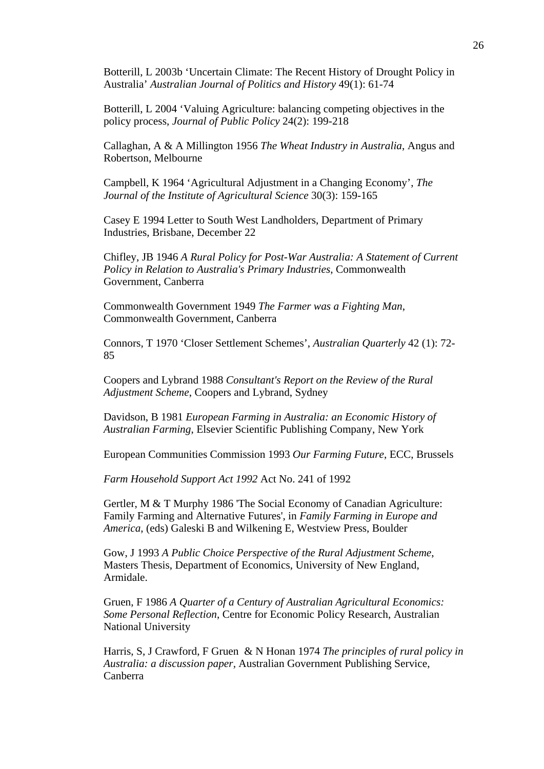Botterill, L 2003b ‘Uncertain Climate: The Recent History of Drought Policy in Australia’ *Australian Journal of Politics and History* 49(1): 61-74

Botterill, L 2004 ‘Valuing Agriculture: balancing competing objectives in the policy process, *Journal of Public Policy* 24(2): 199-218

Callaghan, A & A Millington 1956 *The Wheat Industry in Australia*, Angus and Robertson, Melbourne

Campbell, K 1964 ‘Agricultural Adjustment in a Changing Economy’, *The Journal of the Institute of Agricultural Science* 30(3): 159-165

Casey E 1994 Letter to South West Landholders, Department of Primary Industries, Brisbane, December 22

Chifley, JB 1946 *A Rural Policy for Post-War Australia: A Statement of Current Policy in Relation to Australia's Primary Industries*, Commonwealth Government, Canberra

Commonwealth Government 1949 *The Farmer was a Fighting Man*, Commonwealth Government, Canberra

Connors, T 1970 ‘Closer Settlement Schemes’, *Australian Quarterly* 42 (1): 72-85

Coopers and Lybrand 1988 *Consultant's Report on the Review of the Rural Adjustment Scheme*, Coopers and Lybrand, Sydney

Davidson, B 1981 *European Farming in Australia: an Economic History of Australian Farming*, Elsevier Scientific Publishing Company, New York

European Communities Commission 1993 *Our Farming Future*, ECC, Brussels

*Farm Household Support Act 1992* Act No. 241 of 1992

Gertler, M & T Murphy 1986 'The Social Economy of Canadian Agriculture: Family Farming and Alternative Futures', in *Family Farming in Europe and America*, (eds) Galeski B and Wilkening E, Westview Press, Boulder

Gow, J 1993 *A Public Choice Perspective of the Rural Adjustment Scheme*, Masters Thesis, Department of Economics, University of New England, Armidale.

Gruen, F 1986 *A Quarter of a Century of Australian Agricultural Economics: Some Personal Reflection*, Centre for Economic Policy Research, Australian National University

Harris, S, J Crawford, F Gruen & N Honan 1974 *The principles of rural policy in Australia: a discussion paper*, Australian Government Publishing Service, Canberra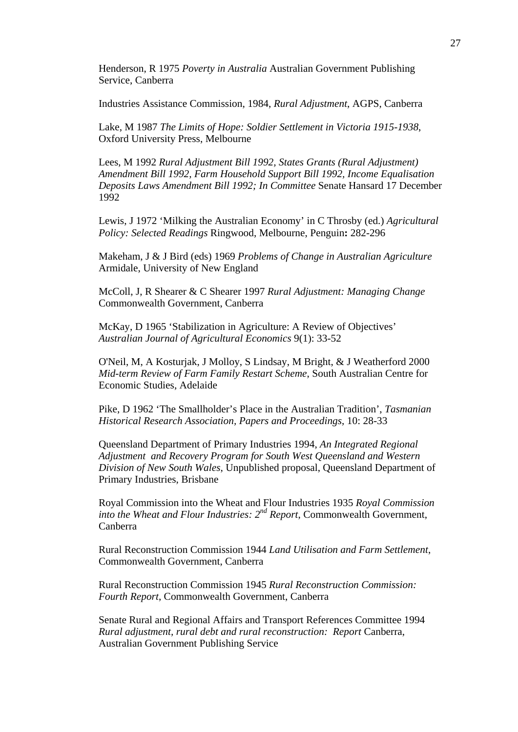Henderson, R 1975 *Poverty in Australia* Australian Government Publishing Service, Canberra

Industries Assistance Commission, 1984, *Rural Adjustment*, AGPS, Canberra

Lake, M 1987 *The Limits of Hope: Soldier Settlement in Victoria 1915-1938*, Oxford University Press, Melbourne

Lees, M 1992 *Rural Adjustment Bill 1992, States Grants (Rural Adjustment) Amendment Bill 1992, Farm Household Support Bill 1992, Income Equalisation Deposits Laws Amendment Bill 1992; In Committee* Senate Hansard 17 December 1992

Lewis, J 1972 'Milking the Australian Economy' in C Throsby (ed.) *Agricultural Policy: Selected Readings* Ringwood, Melbourne, Penguin**:** 282-296

Makeham, J & J Bird (eds) 1969 *Problems of Change in Australian Agriculture* Armidale, University of New England

McColl, J, R Shearer & C Shearer 1997 *Rural Adjustment: Managing Change* Commonwealth Government, Canberra

McKay, D 1965 'Stabilization in Agriculture: A Review of Objectives' *Australian Journal of Agricultural Economics* 9(1): 33-52

O'Neil, M, A Kosturjak, J Molloy, S Lindsay, M Bright, & J Weatherford 2000 *Mid-term Review of Farm Family Restart Scheme*, South Australian Centre for Economic Studies, Adelaide

Pike, D 1962 'The Smallholder's Place in the Australian Tradition', *Tasmanian Historical Research Association, Papers and Proceedings*, 10: 28-33

Queensland Department of Primary Industries 1994, *An Integrated Regional Adjustment and Recovery Program for South West Queensland and Western Division of New South Wales*, Unpublished proposal, Queensland Department of Primary Industries, Brisbane

Royal Commission into the Wheat and Flour Industries 1935 *Royal Commission into the Wheat and Flour Industries: 2nd Report*, Commonwealth Government, Canberra

Rural Reconstruction Commission 1944 *Land Utilisation and Farm Settlement*, Commonwealth Government, Canberra

Rural Reconstruction Commission 1945 *Rural Reconstruction Commission: Fourth Report*, Commonwealth Government, Canberra

Senate Rural and Regional Affairs and Transport References Committee 1994 *Rural adjustment, rural debt and rural reconstruction: Report* Canberra, Australian Government Publishing Service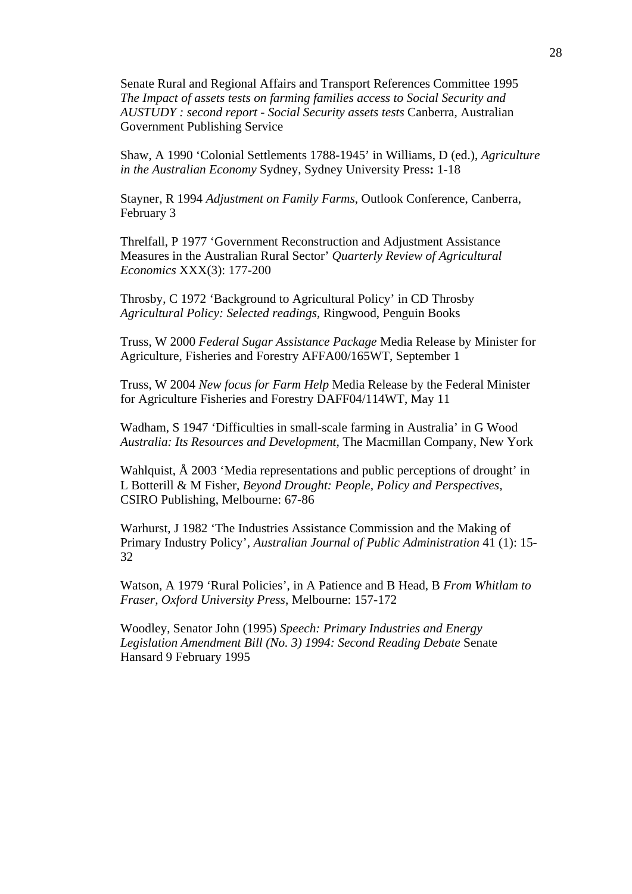Senate Rural and Regional Affairs and Transport References Committee 1995 *The Impact of assets tests on farming families access to Social Security and AUSTUDY : second report - Social Security assets tests* Canberra, Australian Government Publishing Service

Shaw, A 1990 'Colonial Settlements 1788-1945' in Williams, D (ed.), *Agriculture in the Australian Economy* Sydney, Sydney University Press**:** 1-18

Stayner, R 1994 *Adjustment on Family Farms*, Outlook Conference, Canberra, February 3

Threlfall, P 1977 'Government Reconstruction and Adjustment Assistance Measures in the Australian Rural Sector' *Quarterly Review of Agricultural Economics* XXX(3): 177-200

Throsby, C 1972 'Background to Agricultural Policy' in CD Throsby *Agricultural Policy: Selected readings*, Ringwood, Penguin Books

Truss, W 2000 *Federal Sugar Assistance Package* Media Release by Minister for Agriculture, Fisheries and Forestry AFFA00/165WT, September 1

Truss, W 2004 *New focus for Farm Help* Media Release by the Federal Minister for Agriculture Fisheries and Forestry DAFF04/114WT, May 11

Wadham, S 1947 'Difficulties in small-scale farming in Australia' in G Wood *Australia: Its Resources and Development*, The Macmillan Company, New York

Wahlquist, Å 2003 'Media representations and public perceptions of drought' in L Botterill & M Fisher, *Beyond Drought: People, Policy and Perspectives,* CSIRO Publishing, Melbourne: 67-86

Warhurst, J 1982 'The Industries Assistance Commission and the Making of Primary Industry Policy', *Australian Journal of Public Administration* 41 (1): 15-32

Watson, A 1979 'Rural Policies', in A Patience and B Head, B *From Whitlam to Fraser, Oxford University Press*, Melbourne: 157-172

Woodley, Senator John (1995) *Speech: Primary Industries and Energy Legislation Amendment Bill (No. 3) 1994: Second Reading Debate* Senate Hansard 9 February 1995